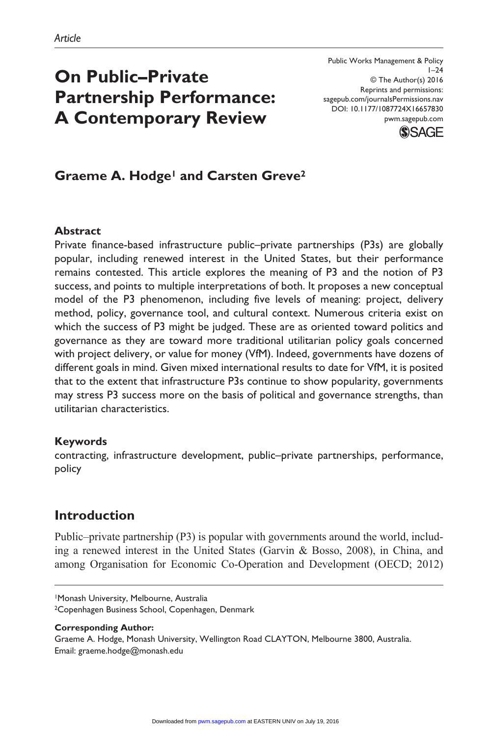*Article*

# On Public–Private Partnership Performance: A Contemporary Review

Public Works Management & Policy
1–24
© The Author(s) 2016
Reprints and permissions:
sagepub.com/journalsPermissions.nav
DOI: 10.1177/1087724X16657830
pwm.sagepub.com

**Graeme A. Hodge[1] and Carsten Greve[2]**

### Abstract

Private finance-based infrastructure public–private partnerships (P3s) are globally popular, including renewed interest in the United States, but their performance remains contested. This article explores the meaning of P3 and the notion of P3 success, and points to multiple interpretations of both. It proposes a new conceptual model of the P3 phenomenon, including five levels of meaning: project, delivery method, policy, governance tool, and cultural context. Numerous criteria exist on which the success of P3 might be judged. These are as oriented toward politics and governance as they are toward more traditional utilitarian policy goals concerned with project delivery, or value for money (VfM). Indeed, governments have dozens of different goals in mind. Given mixed international results to date for VfM, it is posited that to the extent that infrastructure P3s continue to show popularity, governments may stress P3 success more on the basis of political and governance strengths, than utilitarian characteristics.

### Keywords

contracting, infrastructure development, public–private partnerships, performance, policy

## Introduction

Public–private partnership (P3) is popular with governments around the world, including a renewed interest in the United States (Garvin & Bosso, 2008), in China, and among Organisation for Economic Co-Operation and Development (OECD; 2012)

[1]Monash University, Melbourne, Australia
[2]Copenhagen Business School, Copenhagen, Denmark

**Corresponding Author:**
Graeme A. Hodge, Monash University, Wellington Road CLAYTON, Melbourne 3800, Australia.
Email: graeme.hodge@monash.edu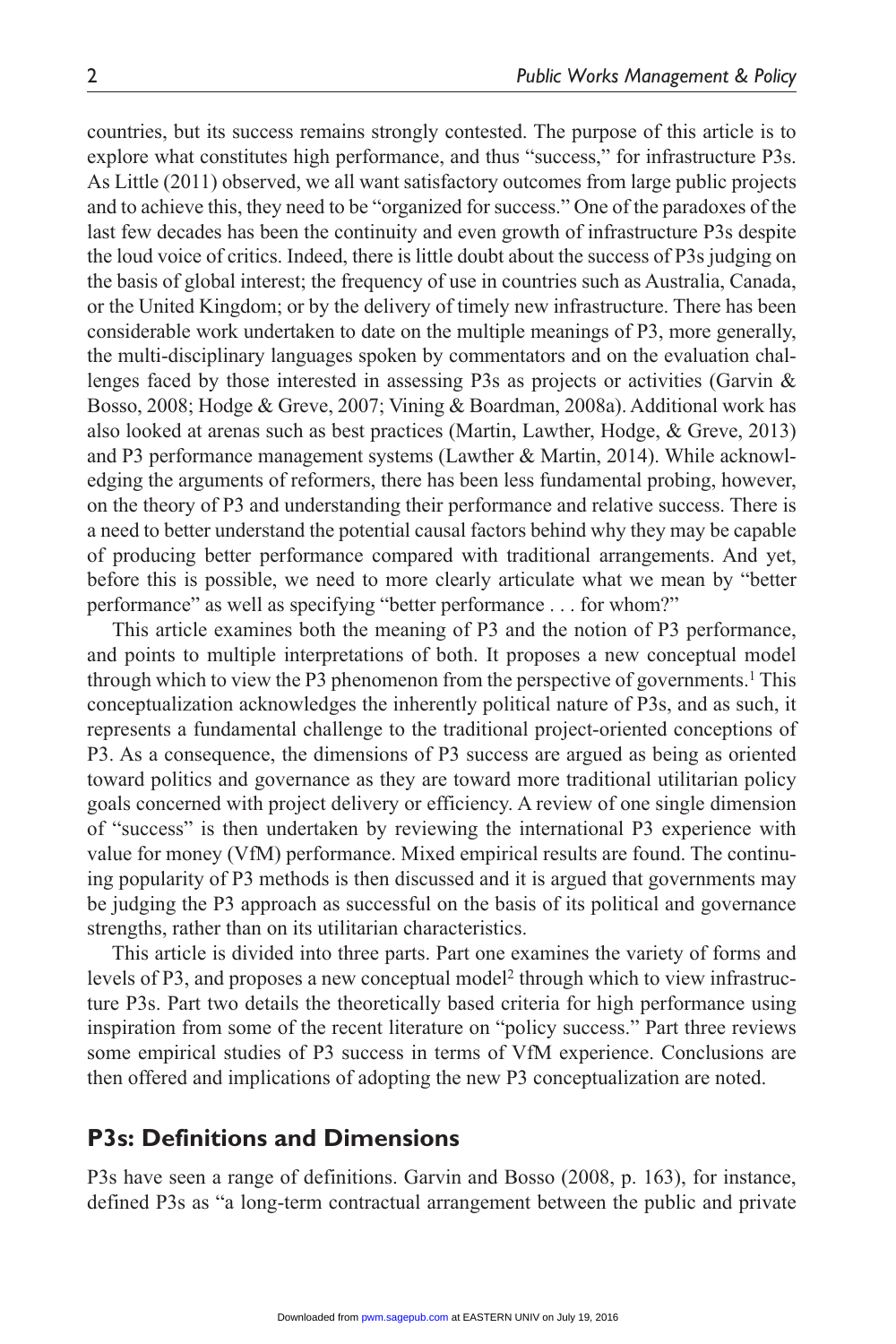countries, but its success remains strongly contested. The purpose of this article is to explore what constitutes high performance, and thus "success," for infrastructure P3s. As Little (2011) observed, we all want satisfactory outcomes from large public projects and to achieve this, they need to be "organized for success." One of the paradoxes of the last few decades has been the continuity and even growth of infrastructure P3s despite the loud voice of critics. Indeed, there is little doubt about the success of P3s judging on the basis of global interest; the frequency of use in countries such as Australia, Canada, or the United Kingdom; or by the delivery of timely new infrastructure. There has been considerable work undertaken to date on the multiple meanings of P3, more generally, the multi-disciplinary languages spoken by commentators and on the evaluation challenges faced by those interested in assessing P3s as projects or activities (Garvin & Bosso, 2008; Hodge & Greve, 2007; Vining & Boardman, 2008a). Additional work has also looked at arenas such as best practices (Martin, Lawther, Hodge, & Greve, 2013) and P3 performance management systems (Lawther & Martin, 2014). While acknowledging the arguments of reformers, there has been less fundamental probing, however, on the theory of P3 and understanding their performance and relative success. There is a need to better understand the potential causal factors behind why they may be capable of producing better performance compared with traditional arrangements. And yet, before this is possible, we need to more clearly articulate what we mean by "better performance" as well as specifying "better performance . . . for whom?"

This article examines both the meaning of P3 and the notion of P3 performance, and points to multiple interpretations of both. It proposes a new conceptual model through which to view the P3 phenomenon from the perspective of governments.[1] This conceptualization acknowledges the inherently political nature of P3s, and as such, it represents a fundamental challenge to the traditional project-oriented conceptions of P3. As a consequence, the dimensions of P3 success are argued as being as oriented toward politics and governance as they are toward more traditional utilitarian policy goals concerned with project delivery or efficiency. A review of one single dimension of "success" is then undertaken by reviewing the international P3 experience with value for money (VfM) performance. Mixed empirical results are found. The continuing popularity of P3 methods is then discussed and it is argued that governments may be judging the P3 approach as successful on the basis of its political and governance strengths, rather than on its utilitarian characteristics.

This article is divided into three parts. Part one examines the variety of forms and levels of P3, and proposes a new conceptual model[2] through which to view infrastructure P3s. Part two details the theoretically based criteria for high performance using inspiration from some of the recent literature on "policy success." Part three reviews some empirical studies of P3 success in terms of VfM experience. Conclusions are then offered and implications of adopting the new P3 conceptualization are noted.

## P3s: Definitions and Dimensions

P3s have seen a range of definitions. Garvin and Bosso (2008, p. 163), for instance, defined P3s as "a long-term contractual arrangement between the public and private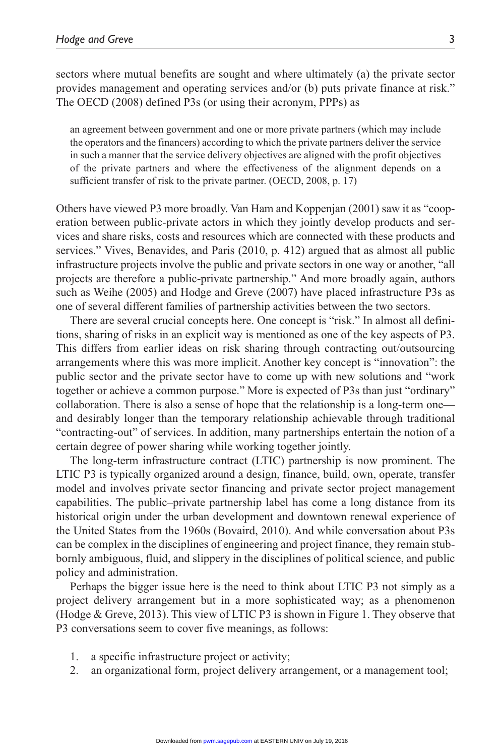sectors where mutual benefits are sought and where ultimately (a) the private sector provides management and operating services and/or (b) puts private finance at risk." The OECD (2008) defined P3s (or using their acronym, PPPs) as

> an agreement between government and one or more private partners (which may include the operators and the financers) according to which the private partners deliver the service in such a manner that the service delivery objectives are aligned with the profit objectives of the private partners and where the effectiveness of the alignment depends on a sufficient transfer of risk to the private partner. (OECD, 2008, p. 17)

Others have viewed P3 more broadly. Van Ham and Koppenjan (2001) saw it as "cooperation between public-private actors in which they jointly develop products and services and share risks, costs and resources which are connected with these products and services." Vives, Benavides, and Paris (2010, p. 412) argued that as almost all public infrastructure projects involve the public and private sectors in one way or another, "all projects are therefore a public-private partnership." And more broadly again, authors such as Weihe (2005) and Hodge and Greve (2007) have placed infrastructure P3s as one of several different families of partnership activities between the two sectors.

There are several crucial concepts here. One concept is "risk." In almost all definitions, sharing of risks in an explicit way is mentioned as one of the key aspects of P3. This differs from earlier ideas on risk sharing through contracting out/outsourcing arrangements where this was more implicit. Another key concept is "innovation": the public sector and the private sector have to come up with new solutions and "work together or achieve a common purpose." More is expected of P3s than just "ordinary" collaboration. There is also a sense of hope that the relationship is a long-term one—and desirably longer than the temporary relationship achievable through traditional "contracting-out" of services. In addition, many partnerships entertain the notion of a certain degree of power sharing while working together jointly.

The long-term infrastructure contract (LTIC) partnership is now prominent. The LTIC P3 is typically organized around a design, finance, build, own, operate, transfer model and involves private sector financing and private sector project management capabilities. The public–private partnership label has come a long distance from its historical origin under the urban development and downtown renewal experience of the United States from the 1960s (Bovaird, 2010). And while conversation about P3s can be complex in the disciplines of engineering and project finance, they remain stubbornly ambiguous, fluid, and slippery in the disciplines of political science, and public policy and administration.

Perhaps the bigger issue here is the need to think about LTIC P3 not simply as a project delivery arrangement but in a more sophisticated way; as a phenomenon (Hodge & Greve, 2013). This view of LTIC P3 is shown in Figure 1. They observe that P3 conversations seem to cover five meanings, as follows:

1. a specific infrastructure project or activity;
2. an organizational form, project delivery arrangement, or a management tool;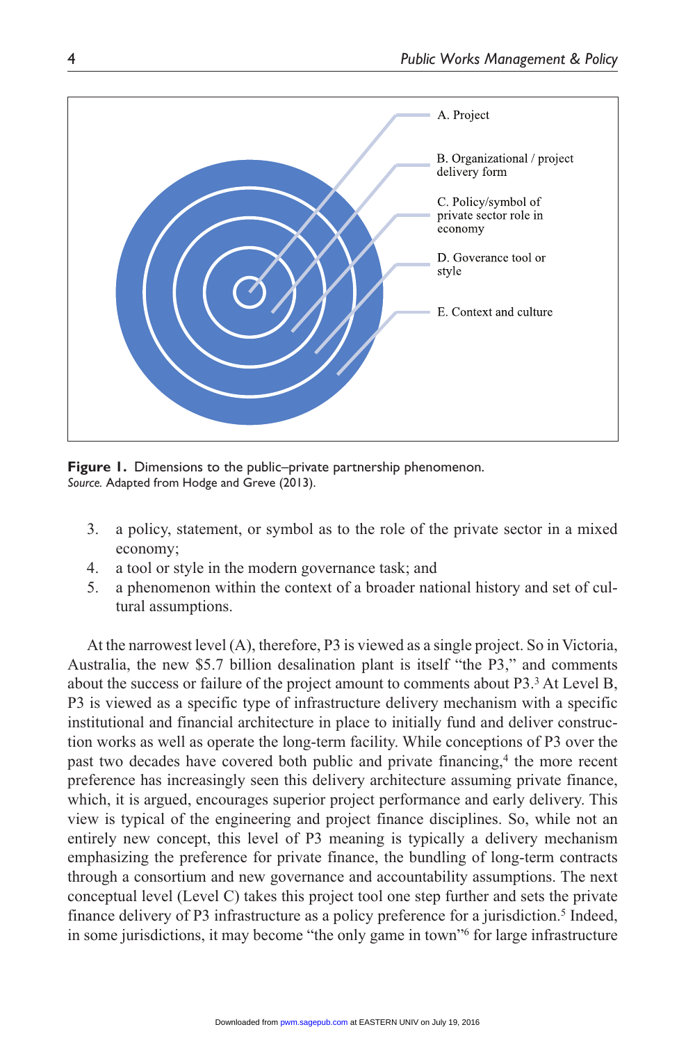A. Project

B. Organizational / project delivery form

C. Policy/symbol of private sector role in economy

D. Goverance tool or style

E. Context and culture

**Figure 1.** Dimensions to the public–private partnership phenomenon.
*Source.* Adapted from Hodge and Greve (2013).

3. a policy, statement, or symbol as to the role of the private sector in a mixed economy;
4. a tool or style in the modern governance task; and
5. a phenomenon within the context of a broader national history and set of cultural assumptions.

At the narrowest level (A), therefore, P3 is viewed as a single project. So in Victoria, Australia, the new $5.7 billion desalination plant is itself "the P3," and comments about the success or failure of the project amount to comments about P3.[3] At Level B, P3 is viewed as a specific type of infrastructure delivery mechanism with a specific institutional and financial architecture in place to initially fund and deliver construction works as well as operate the long-term facility. While conceptions of P3 over the past two decades have covered both public and private financing,[4] the more recent preference has increasingly seen this delivery architecture assuming private finance, which, it is argued, encourages superior project performance and early delivery. This view is typical of the engineering and project finance disciplines. So, while not an entirely new concept, this level of P3 meaning is typically a delivery mechanism emphasizing the preference for private finance, the bundling of long-term contracts through a consortium and new governance and accountability assumptions. The next conceptual level (Level C) takes this project tool one step further and sets the private finance delivery of P3 infrastructure as a policy preference for a jurisdiction.[5] Indeed, in some jurisdictions, it may become "the only game in town"[6] for large infrastructure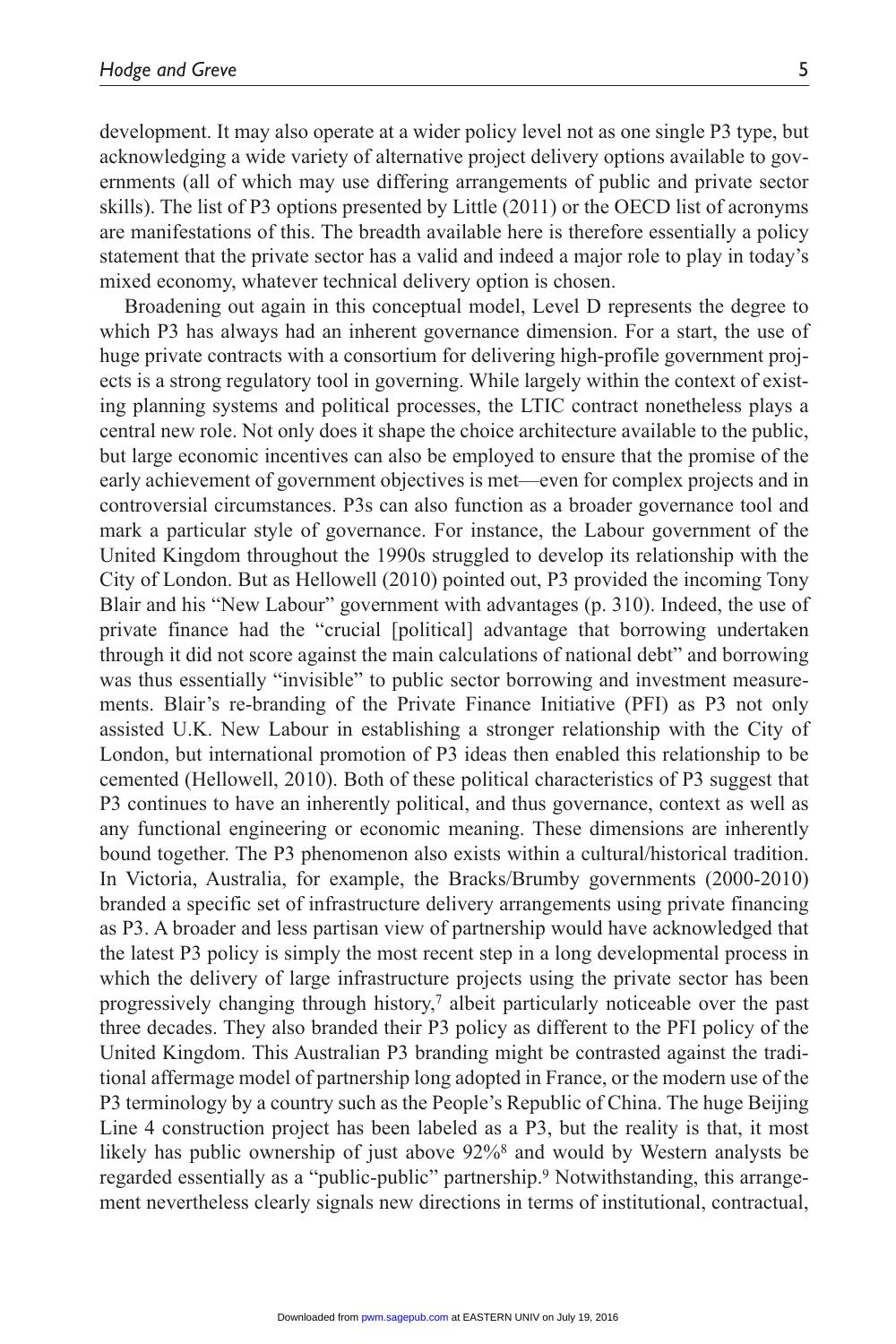development. It may also operate at a wider policy level not as one single P3 type, but acknowledging a wide variety of alternative project delivery options available to governments (all of which may use differing arrangements of public and private sector skills). The list of P3 options presented by Little (2011) or the OECD list of acronyms are manifestations of this. The breadth available here is therefore essentially a policy statement that the private sector has a valid and indeed a major role to play in today's mixed economy, whatever technical delivery option is chosen.

Broadening out again in this conceptual model, Level D represents the degree to which P3 has always had an inherent governance dimension. For a start, the use of huge private contracts with a consortium for delivering high-profile government projects is a strong regulatory tool in governing. While largely within the context of existing planning systems and political processes, the LTIC contract nonetheless plays a central new role. Not only does it shape the choice architecture available to the public, but large economic incentives can also be employed to ensure that the promise of the early achievement of government objectives is met—even for complex projects and in controversial circumstances. P3s can also function as a broader governance tool and mark a particular style of governance. For instance, the Labour government of the United Kingdom throughout the 1990s struggled to develop its relationship with the City of London. But as Hellowell (2010) pointed out, P3 provided the incoming Tony Blair and his "New Labour" government with advantages (p. 310). Indeed, the use of private finance had the "crucial [political] advantage that borrowing undertaken through it did not score against the main calculations of national debt" and borrowing was thus essentially "invisible" to public sector borrowing and investment measurements. Blair's re-branding of the Private Finance Initiative (PFI) as P3 not only assisted U.K. New Labour in establishing a stronger relationship with the City of London, but international promotion of P3 ideas then enabled this relationship to be cemented (Hellowell, 2010). Both of these political characteristics of P3 suggest that P3 continues to have an inherently political, and thus governance, context as well as any functional engineering or economic meaning. These dimensions are inherently bound together. The P3 phenomenon also exists within a cultural/historical tradition. In Victoria, Australia, for example, the Bracks/Brumby governments (2000-2010) branded a specific set of infrastructure delivery arrangements using private financing as P3. A broader and less partisan view of partnership would have acknowledged that the latest P3 policy is simply the most recent step in a long developmental process in which the delivery of large infrastructure projects using the private sector has been progressively changing through history,[7] albeit particularly noticeable over the past three decades. They also branded their P3 policy as different to the PFI policy of the United Kingdom. This Australian P3 branding might be contrasted against the traditional affermage model of partnership long adopted in France, or the modern use of the P3 terminology by a country such as the People's Republic of China. The huge Beijing Line 4 construction project has been labeled as a P3, but the reality is that, it most likely has public ownership of just above 92%[8] and would by Western analysts be regarded essentially as a "public-public" partnership.[9] Notwithstanding, this arrangement nevertheless clearly signals new directions in terms of institutional, contractual,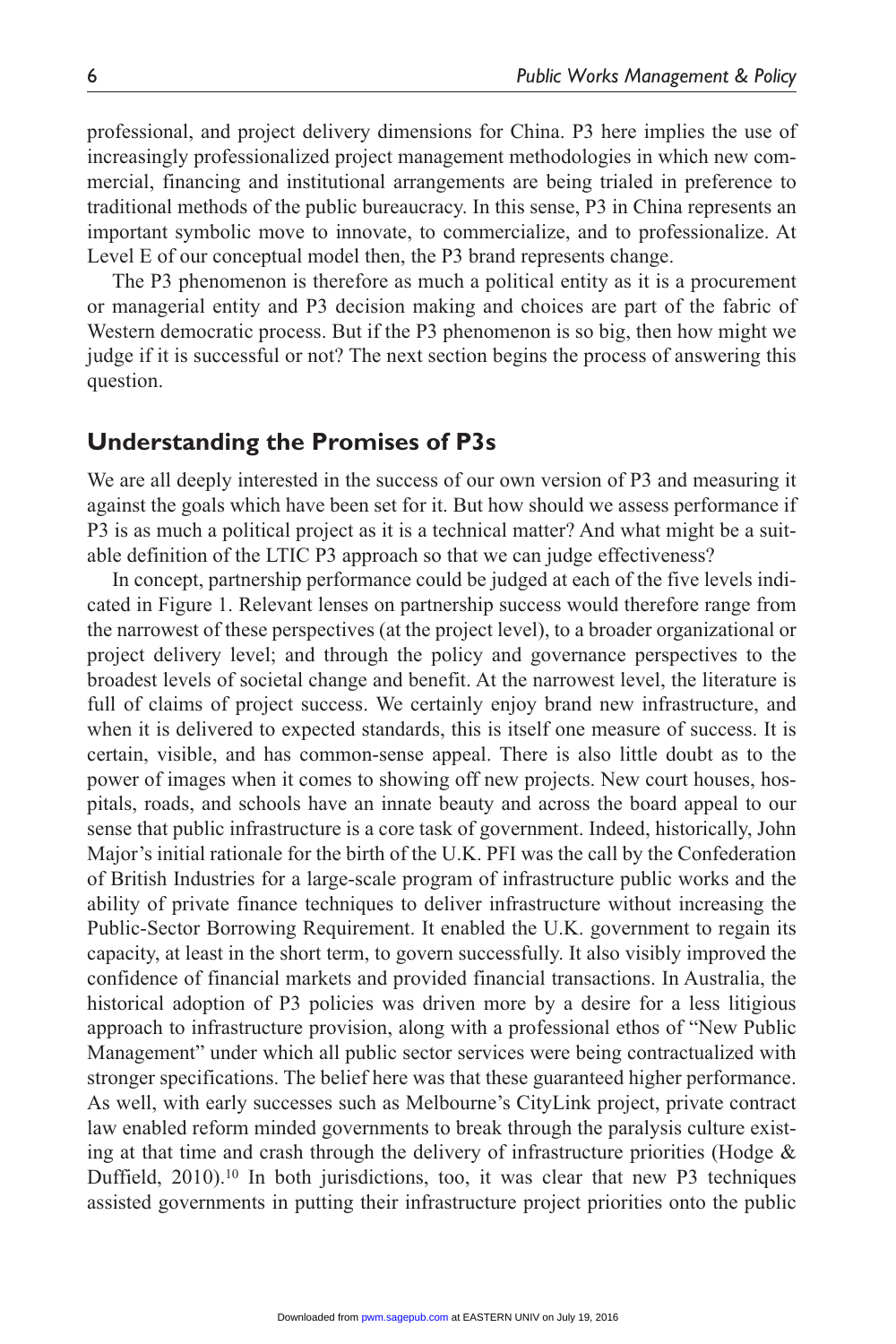professional, and project delivery dimensions for China. P3 here implies the use of increasingly professionalized project management methodologies in which new commercial, financing and institutional arrangements are being trialed in preference to traditional methods of the public bureaucracy. In this sense, P3 in China represents an important symbolic move to innovate, to commercialize, and to professionalize. At Level E of our conceptual model then, the P3 brand represents change.

The P3 phenomenon is therefore as much a political entity as it is a procurement or managerial entity and P3 decision making and choices are part of the fabric of Western democratic process. But if the P3 phenomenon is so big, then how might we judge if it is successful or not? The next section begins the process of answering this question.

## Understanding the Promises of P3s

We are all deeply interested in the success of our own version of P3 and measuring it against the goals which have been set for it. But how should we assess performance if P3 is as much a political project as it is a technical matter? And what might be a suitable definition of the LTIC P3 approach so that we can judge effectiveness?

In concept, partnership performance could be judged at each of the five levels indicated in Figure 1. Relevant lenses on partnership success would therefore range from the narrowest of these perspectives (at the project level), to a broader organizational or project delivery level; and through the policy and governance perspectives to the broadest levels of societal change and benefit. At the narrowest level, the literature is full of claims of project success. We certainly enjoy brand new infrastructure, and when it is delivered to expected standards, this is itself one measure of success. It is certain, visible, and has common-sense appeal. There is also little doubt as to the power of images when it comes to showing off new projects. New court houses, hospitals, roads, and schools have an innate beauty and across the board appeal to our sense that public infrastructure is a core task of government. Indeed, historically, John Major's initial rationale for the birth of the U.K. PFI was the call by the Confederation of British Industries for a large-scale program of infrastructure public works and the ability of private finance techniques to deliver infrastructure without increasing the Public-Sector Borrowing Requirement. It enabled the U.K. government to regain its capacity, at least in the short term, to govern successfully. It also visibly improved the confidence of financial markets and provided financial transactions. In Australia, the historical adoption of P3 policies was driven more by a desire for a less litigious approach to infrastructure provision, along with a professional ethos of "New Public Management" under which all public sector services were being contractualized with stronger specifications. The belief here was that these guaranteed higher performance. As well, with early successes such as Melbourne's CityLink project, private contract law enabled reform minded governments to break through the paralysis culture existing at that time and crash through the delivery of infrastructure priorities (Hodge & Duffield, 2010).[10] In both jurisdictions, too, it was clear that new P3 techniques assisted governments in putting their infrastructure project priorities onto the public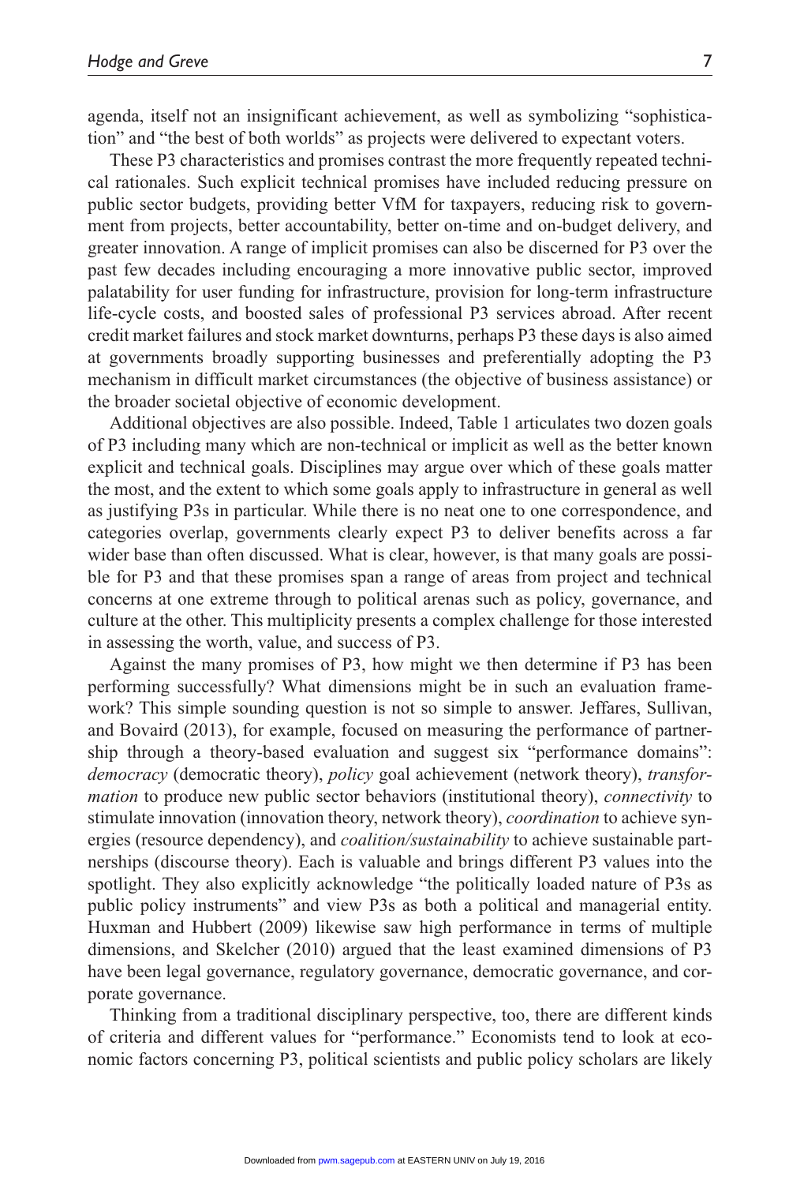agenda, itself not an insignificant achievement, as well as symbolizing "sophistication" and "the best of both worlds" as projects were delivered to expectant voters.

These P3 characteristics and promises contrast the more frequently repeated technical rationales. Such explicit technical promises have included reducing pressure on public sector budgets, providing better VfM for taxpayers, reducing risk to government from projects, better accountability, better on-time and on-budget delivery, and greater innovation. A range of implicit promises can also be discerned for P3 over the past few decades including encouraging a more innovative public sector, improved palatability for user funding for infrastructure, provision for long-term infrastructure life-cycle costs, and boosted sales of professional P3 services abroad. After recent credit market failures and stock market downturns, perhaps P3 these days is also aimed at governments broadly supporting businesses and preferentially adopting the P3 mechanism in difficult market circumstances (the objective of business assistance) or the broader societal objective of economic development.

Additional objectives are also possible. Indeed, Table 1 articulates two dozen goals of P3 including many which are non-technical or implicit as well as the better known explicit and technical goals. Disciplines may argue over which of these goals matter the most, and the extent to which some goals apply to infrastructure in general as well as justifying P3s in particular. While there is no neat one to one correspondence, and categories overlap, governments clearly expect P3 to deliver benefits across a far wider base than often discussed. What is clear, however, is that many goals are possible for P3 and that these promises span a range of areas from project and technical concerns at one extreme through to political arenas such as policy, governance, and culture at the other. This multiplicity presents a complex challenge for those interested in assessing the worth, value, and success of P3.

Against the many promises of P3, how might we then determine if P3 has been performing successfully? What dimensions might be in such an evaluation framework? This simple sounding question is not so simple to answer. Jeffares, Sullivan, and Bovaird (2013), for example, focused on measuring the performance of partnership through a theory-based evaluation and suggest six "performance domains": *democracy* (democratic theory), *policy* goal achievement (network theory), *transformation* to produce new public sector behaviors (institutional theory), *connectivity* to stimulate innovation (innovation theory, network theory), *coordination* to achieve synergies (resource dependency), and *coalition/sustainability* to achieve sustainable partnerships (discourse theory). Each is valuable and brings different P3 values into the spotlight. They also explicitly acknowledge "the politically loaded nature of P3s as public policy instruments" and view P3s as both a political and managerial entity. Huxman and Hubbert (2009) likewise saw high performance in terms of multiple dimensions, and Skelcher (2010) argued that the least examined dimensions of P3 have been legal governance, regulatory governance, democratic governance, and corporate governance.

Thinking from a traditional disciplinary perspective, too, there are different kinds of criteria and different values for "performance." Economists tend to look at economic factors concerning P3, political scientists and public policy scholars are likely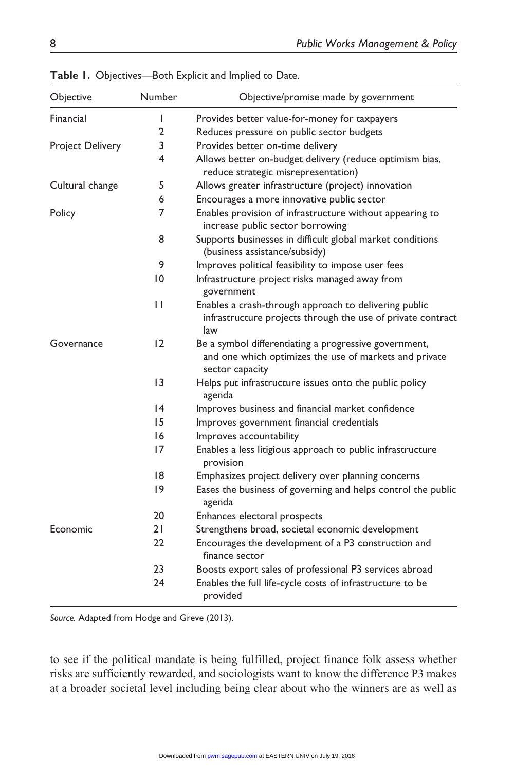**Table 1.** Objectives—Both Explicit and Implied to Date.

| Objective | Number | Objective/promise made by government |
|---|---|---|
| Financial | 1 | Provides better value-for-money for taxpayers |
| | 2 | Reduces pressure on public sector budgets |
| Project Delivery | 3 | Provides better on-time delivery |
| | 4 | Allows better on-budget delivery (reduce optimism bias, reduce strategic misrepresentation) |
| Cultural change | 5 | Allows greater infrastructure (project) innovation |
| | 6 | Encourages a more innovative public sector |
| Policy | 7 | Enables provision of infrastructure without appearing to increase public sector borrowing |
| | 8 | Supports businesses in difficult global market conditions (business assistance/subsidy) |
| | 9 | Improves political feasibility to impose user fees |
| | 10 | Infrastructure project risks managed away from government |
| | 11 | Enables a crash-through approach to delivering public infrastructure projects through the use of private contract law |
| Governance | 12 | Be a symbol differentiating a progressive government, and one which optimizes the use of markets and private sector capacity |
| | 13 | Helps put infrastructure issues onto the public policy agenda |
| | 14 | Improves business and financial market confidence |
| | 15 | Improves government financial credentials |
| | 16 | Improves accountability |
| | 17 | Enables a less litigious approach to public infrastructure provision |
| | 18 | Emphasizes project delivery over planning concerns |
| | 19 | Eases the business of governing and helps control the public agenda |
| | 20 | Enhances electoral prospects |
| Economic | 21 | Strengthens broad, societal economic development |
| | 22 | Encourages the development of a P3 construction and finance sector |
| | 23 | Boosts export sales of professional P3 services abroad |
| | 24 | Enables the full life-cycle costs of infrastructure to be provided |

*Source.* Adapted from Hodge and Greve (2013).

to see if the political mandate is being fulfilled, project finance folk assess whether risks are sufficiently rewarded, and sociologists want to know the difference P3 makes at a broader societal level including being clear about who the winners are as well as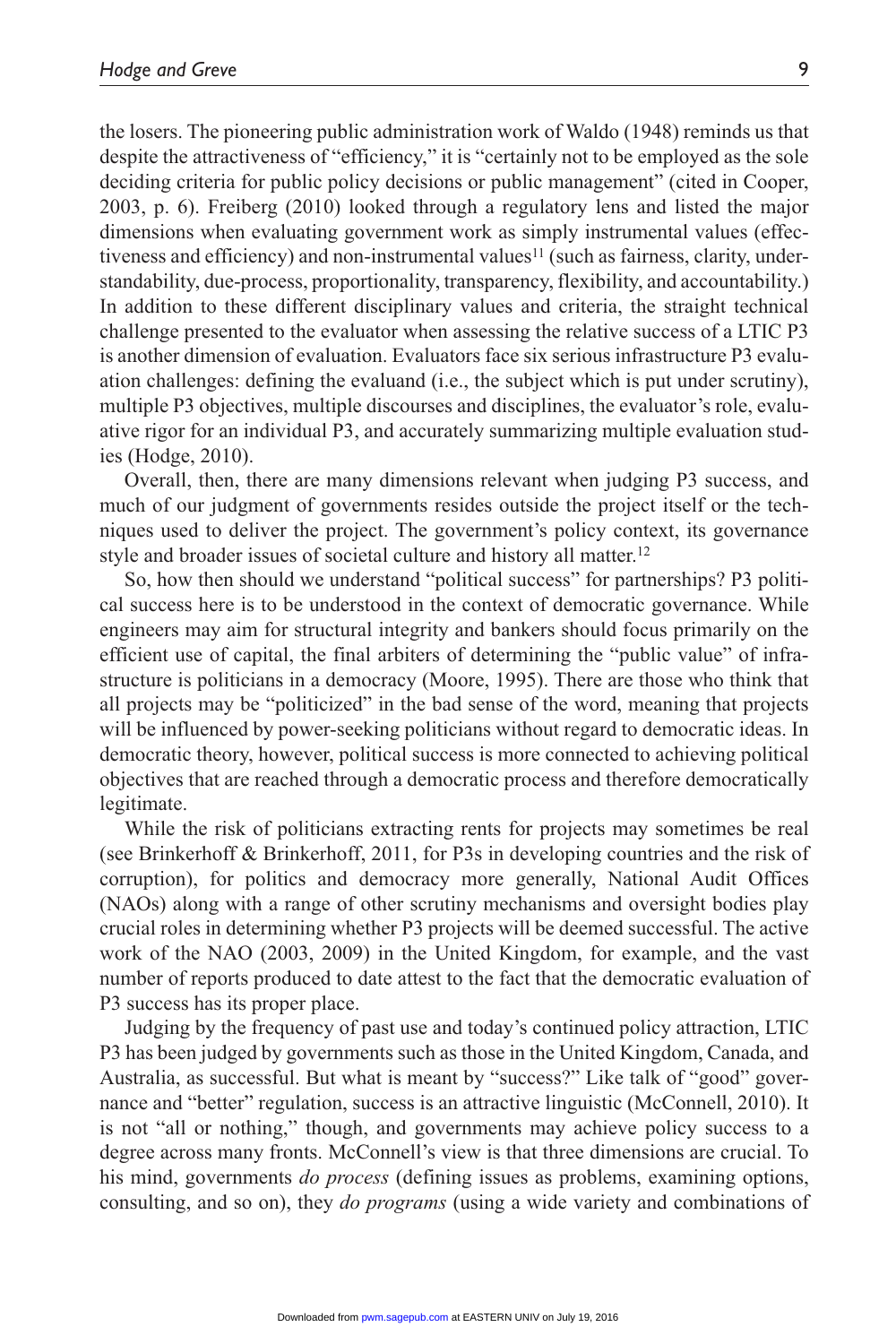the losers. The pioneering public administration work of Waldo (1948) reminds us that despite the attractiveness of "efficiency," it is "certainly not to be employed as the sole deciding criteria for public policy decisions or public management" (cited in Cooper, 2003, p. 6). Freiberg (2010) looked through a regulatory lens and listed the major dimensions when evaluating government work as simply instrumental values (effectiveness and efficiency) and non-instrumental values[11] (such as fairness, clarity, understandability, due-process, proportionality, transparency, flexibility, and accountability.) In addition to these different disciplinary values and criteria, the straight technical challenge presented to the evaluator when assessing the relative success of a LTIC P3 is another dimension of evaluation. Evaluators face six serious infrastructure P3 evaluation challenges: defining the evaluand (i.e., the subject which is put under scrutiny), multiple P3 objectives, multiple discourses and disciplines, the evaluator's role, evaluative rigor for an individual P3, and accurately summarizing multiple evaluation studies (Hodge, 2010).

Overall, then, there are many dimensions relevant when judging P3 success, and much of our judgment of governments resides outside the project itself or the techniques used to deliver the project. The government's policy context, its governance style and broader issues of societal culture and history all matter.[12]

So, how then should we understand "political success" for partnerships? P3 political success here is to be understood in the context of democratic governance. While engineers may aim for structural integrity and bankers should focus primarily on the efficient use of capital, the final arbiters of determining the "public value" of infrastructure is politicians in a democracy (Moore, 1995). There are those who think that all projects may be "politicized" in the bad sense of the word, meaning that projects will be influenced by power-seeking politicians without regard to democratic ideas. In democratic theory, however, political success is more connected to achieving political objectives that are reached through a democratic process and therefore democratically legitimate.

While the risk of politicians extracting rents for projects may sometimes be real (see Brinkerhoff & Brinkerhoff, 2011, for P3s in developing countries and the risk of corruption), for politics and democracy more generally, National Audit Offices (NAOs) along with a range of other scrutiny mechanisms and oversight bodies play crucial roles in determining whether P3 projects will be deemed successful. The active work of the NAO (2003, 2009) in the United Kingdom, for example, and the vast number of reports produced to date attest to the fact that the democratic evaluation of P3 success has its proper place.

Judging by the frequency of past use and today's continued policy attraction, LTIC P3 has been judged by governments such as those in the United Kingdom, Canada, and Australia, as successful. But what is meant by "success?" Like talk of "good" governance and "better" regulation, success is an attractive linguistic (McConnell, 2010). It is not "all or nothing," though, and governments may achieve policy success to a degree across many fronts. McConnell's view is that three dimensions are crucial. To his mind, governments *do process* (defining issues as problems, examining options, consulting, and so on), they *do programs* (using a wide variety and combinations of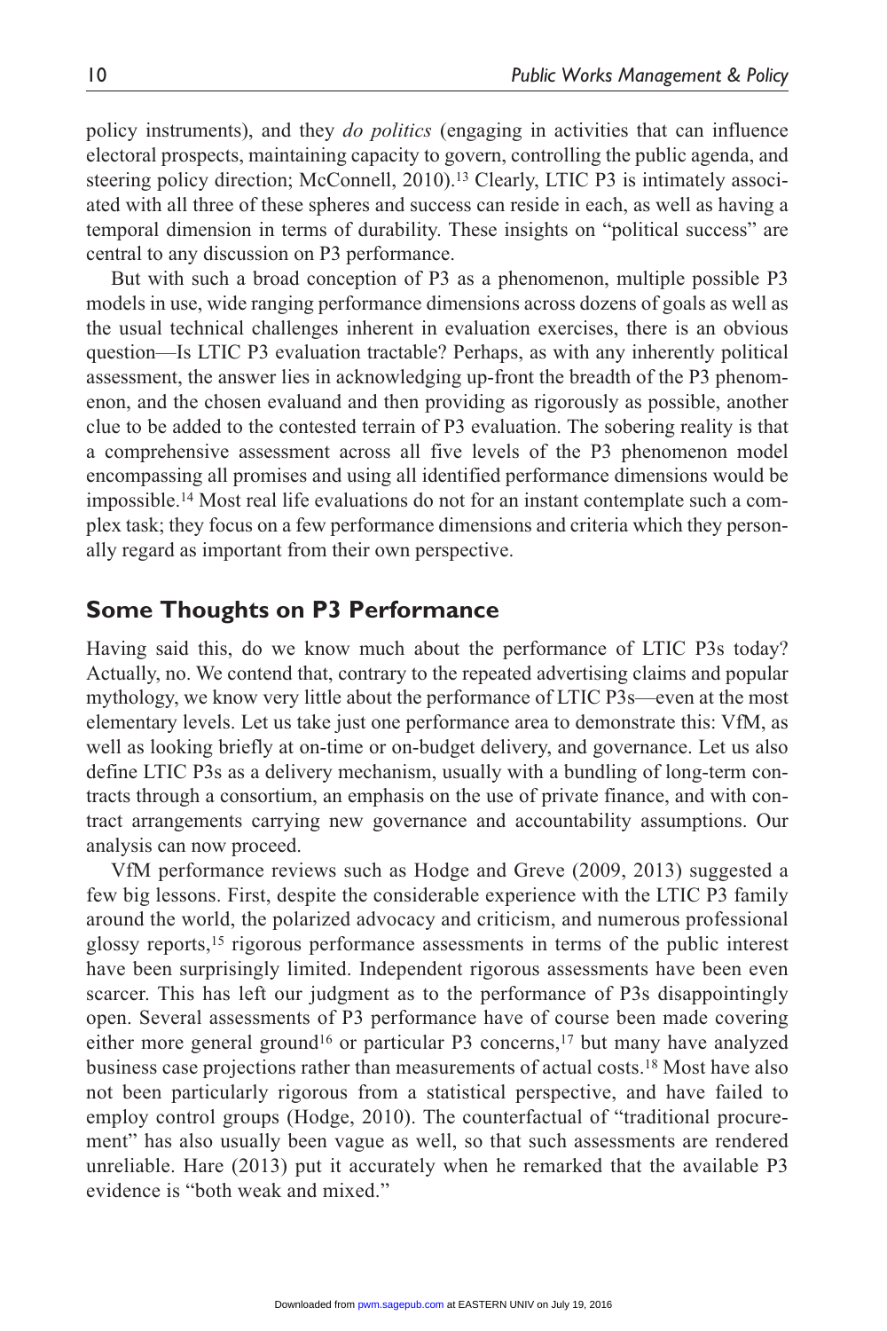policy instruments), and they *do politics* (engaging in activities that can influence electoral prospects, maintaining capacity to govern, controlling the public agenda, and steering policy direction; McConnell, 2010).[13] Clearly, LTIC P3 is intimately associated with all three of these spheres and success can reside in each, as well as having a temporal dimension in terms of durability. These insights on "political success" are central to any discussion on P3 performance.

But with such a broad conception of P3 as a phenomenon, multiple possible P3 models in use, wide ranging performance dimensions across dozens of goals as well as the usual technical challenges inherent in evaluation exercises, there is an obvious question—Is LTIC P3 evaluation tractable? Perhaps, as with any inherently political assessment, the answer lies in acknowledging up-front the breadth of the P3 phenomenon, and the chosen evaluand and then providing as rigorously as possible, another clue to be added to the contested terrain of P3 evaluation. The sobering reality is that a comprehensive assessment across all five levels of the P3 phenomenon model encompassing all promises and using all identified performance dimensions would be impossible.[14] Most real life evaluations do not for an instant contemplate such a complex task; they focus on a few performance dimensions and criteria which they personally regard as important from their own perspective.

## Some Thoughts on P3 Performance

Having said this, do we know much about the performance of LTIC P3s today? Actually, no. We contend that, contrary to the repeated advertising claims and popular mythology, we know very little about the performance of LTIC P3s—even at the most elementary levels. Let us take just one performance area to demonstrate this: VfM, as well as looking briefly at on-time or on-budget delivery, and governance. Let us also define LTIC P3s as a delivery mechanism, usually with a bundling of long-term contracts through a consortium, an emphasis on the use of private finance, and with contract arrangements carrying new governance and accountability assumptions. Our analysis can now proceed.

VfM performance reviews such as Hodge and Greve (2009, 2013) suggested a few big lessons. First, despite the considerable experience with the LTIC P3 family around the world, the polarized advocacy and criticism, and numerous professional glossy reports,[15] rigorous performance assessments in terms of the public interest have been surprisingly limited. Independent rigorous assessments have been even scarcer. This has left our judgment as to the performance of P3s disappointingly open. Several assessments of P3 performance have of course been made covering either more general ground[16] or particular P3 concerns,[17] but many have analyzed business case projections rather than measurements of actual costs.[18] Most have also not been particularly rigorous from a statistical perspective, and have failed to employ control groups (Hodge, 2010). The counterfactual of "traditional procurement" has also usually been vague as well, so that such assessments are rendered unreliable. Hare (2013) put it accurately when he remarked that the available P3 evidence is "both weak and mixed."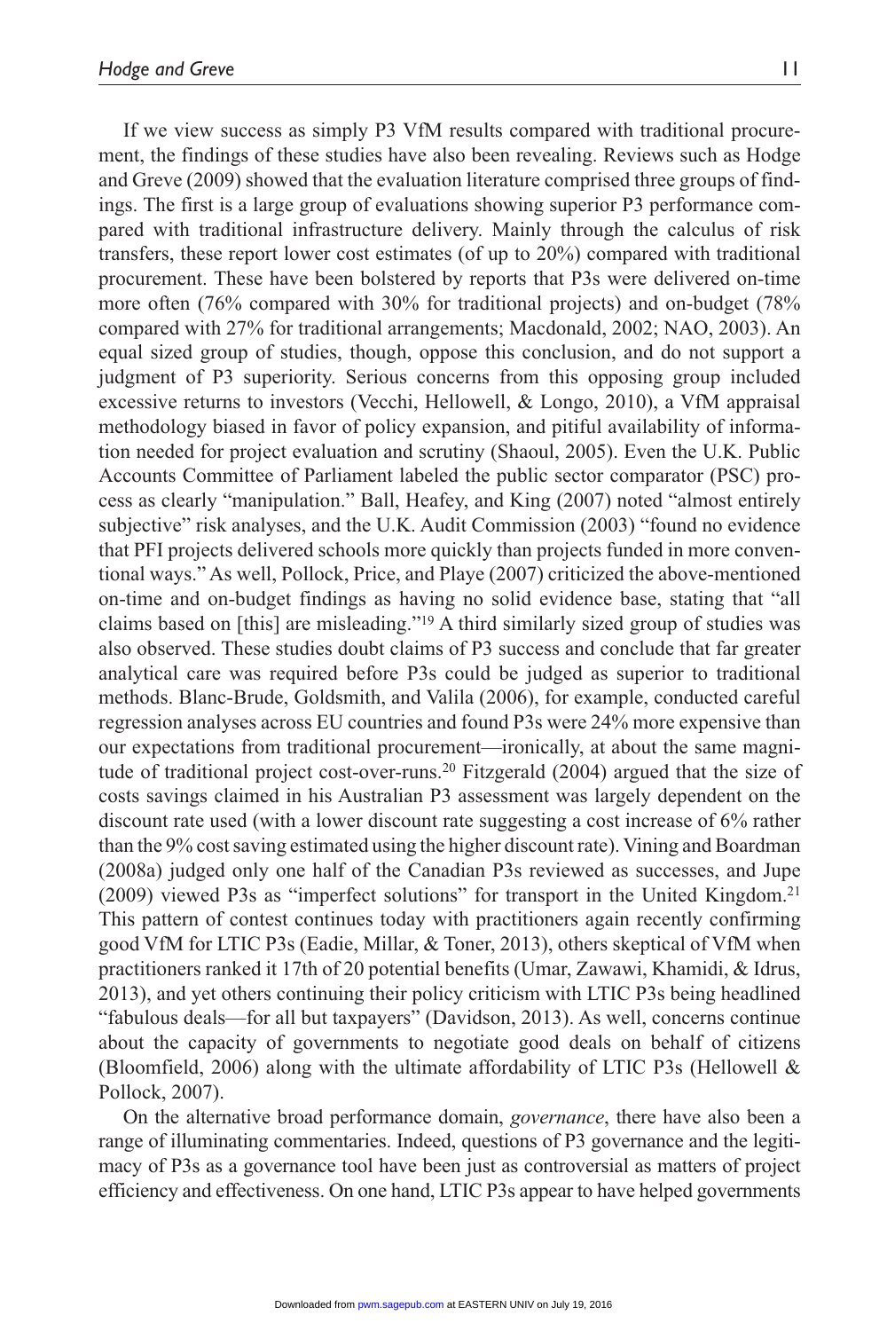If we view success as simply P3 VfM results compared with traditional procurement, the findings of these studies have also been revealing. Reviews such as Hodge and Greve (2009) showed that the evaluation literature comprised three groups of findings. The first is a large group of evaluations showing superior P3 performance compared with traditional infrastructure delivery. Mainly through the calculus of risk transfers, these report lower cost estimates (of up to 20%) compared with traditional procurement. These have been bolstered by reports that P3s were delivered on-time more often (76% compared with 30% for traditional projects) and on-budget (78% compared with 27% for traditional arrangements; Macdonald, 2002; NAO, 2003). An equal sized group of studies, though, oppose this conclusion, and do not support a judgment of P3 superiority. Serious concerns from this opposing group included excessive returns to investors (Vecchi, Hellowell, & Longo, 2010), a VfM appraisal methodology biased in favor of policy expansion, and pitiful availability of information needed for project evaluation and scrutiny (Shaoul, 2005). Even the U.K. Public Accounts Committee of Parliament labeled the public sector comparator (PSC) process as clearly "manipulation." Ball, Heafey, and King (2007) noted "almost entirely subjective" risk analyses, and the U.K. Audit Commission (2003) "found no evidence that PFI projects delivered schools more quickly than projects funded in more conventional ways." As well, Pollock, Price, and Playe (2007) criticized the above-mentioned on-time and on-budget findings as having no solid evidence base, stating that "all claims based on [this] are misleading."[19] A third similarly sized group of studies was also observed. These studies doubt claims of P3 success and conclude that far greater analytical care was required before P3s could be judged as superior to traditional methods. Blanc-Brude, Goldsmith, and Valila (2006), for example, conducted careful regression analyses across EU countries and found P3s were 24% more expensive than our expectations from traditional procurement—ironically, at about the same magnitude of traditional project cost-over-runs.[20] Fitzgerald (2004) argued that the size of costs savings claimed in his Australian P3 assessment was largely dependent on the discount rate used (with a lower discount rate suggesting a cost increase of 6% rather than the 9% cost saving estimated using the higher discount rate). Vining and Boardman (2008a) judged only one half of the Canadian P3s reviewed as successes, and Jupe (2009) viewed P3s as "imperfect solutions" for transport in the United Kingdom.[21] This pattern of contest continues today with practitioners again recently confirming good VfM for LTIC P3s (Eadie, Millar, & Toner, 2013), others skeptical of VfM when practitioners ranked it 17th of 20 potential benefits (Umar, Zawawi, Khamidi, & Idrus, 2013), and yet others continuing their policy criticism with LTIC P3s being headlined "fabulous deals—for all but taxpayers" (Davidson, 2013). As well, concerns continue about the capacity of governments to negotiate good deals on behalf of citizens (Bloomfield, 2006) along with the ultimate affordability of LTIC P3s (Hellowell & Pollock, 2007).

On the alternative broad performance domain, *governance*, there have also been a range of illuminating commentaries. Indeed, questions of P3 governance and the legitimacy of P3s as a governance tool have been just as controversial as matters of project efficiency and effectiveness. On one hand, LTIC P3s appear to have helped governments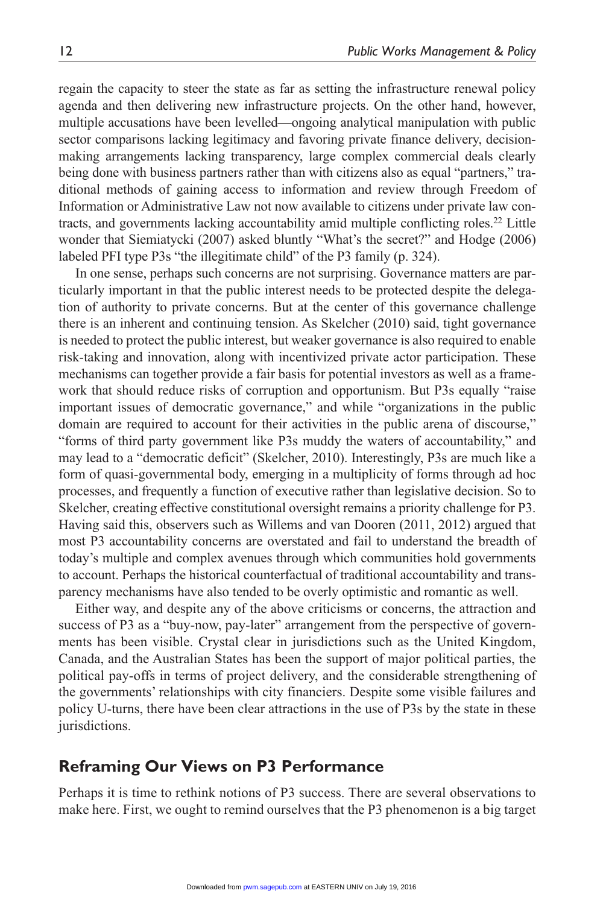regain the capacity to steer the state as far as setting the infrastructure renewal policy agenda and then delivering new infrastructure projects. On the other hand, however, multiple accusations have been levelled—ongoing analytical manipulation with public sector comparisons lacking legitimacy and favoring private finance delivery, decision-making arrangements lacking transparency, large complex commercial deals clearly being done with business partners rather than with citizens also as equal "partners," traditional methods of gaining access to information and review through Freedom of Information or Administrative Law not now available to citizens under private law contracts, and governments lacking accountability amid multiple conflicting roles.[22] Little wonder that Siemiatycki (2007) asked bluntly "What's the secret?" and Hodge (2006) labeled PFI type P3s "the illegitimate child" of the P3 family (p. 324).

In one sense, perhaps such concerns are not surprising. Governance matters are particularly important in that the public interest needs to be protected despite the delegation of authority to private concerns. But at the center of this governance challenge there is an inherent and continuing tension. As Skelcher (2010) said, tight governance is needed to protect the public interest, but weaker governance is also required to enable risk-taking and innovation, along with incentivized private actor participation. These mechanisms can together provide a fair basis for potential investors as well as a framework that should reduce risks of corruption and opportunism. But P3s equally "raise important issues of democratic governance," and while "organizations in the public domain are required to account for their activities in the public arena of discourse," "forms of third party government like P3s muddy the waters of accountability," and may lead to a "democratic deficit" (Skelcher, 2010). Interestingly, P3s are much like a form of quasi-governmental body, emerging in a multiplicity of forms through ad hoc processes, and frequently a function of executive rather than legislative decision. So to Skelcher, creating effective constitutional oversight remains a priority challenge for P3. Having said this, observers such as Willems and van Dooren (2011, 2012) argued that most P3 accountability concerns are overstated and fail to understand the breadth of today's multiple and complex avenues through which communities hold governments to account. Perhaps the historical counterfactual of traditional accountability and transparency mechanisms have also tended to be overly optimistic and romantic as well.

Either way, and despite any of the above criticisms or concerns, the attraction and success of P3 as a "buy-now, pay-later" arrangement from the perspective of governments has been visible. Crystal clear in jurisdictions such as the United Kingdom, Canada, and the Australian States has been the support of major political parties, the political pay-offs in terms of project delivery, and the considerable strengthening of the governments' relationships with city financiers. Despite some visible failures and policy U-turns, there have been clear attractions in the use of P3s by the state in these jurisdictions.

## Reframing Our Views on P3 Performance

Perhaps it is time to rethink notions of P3 success. There are several observations to make here. First, we ought to remind ourselves that the P3 phenomenon is a big target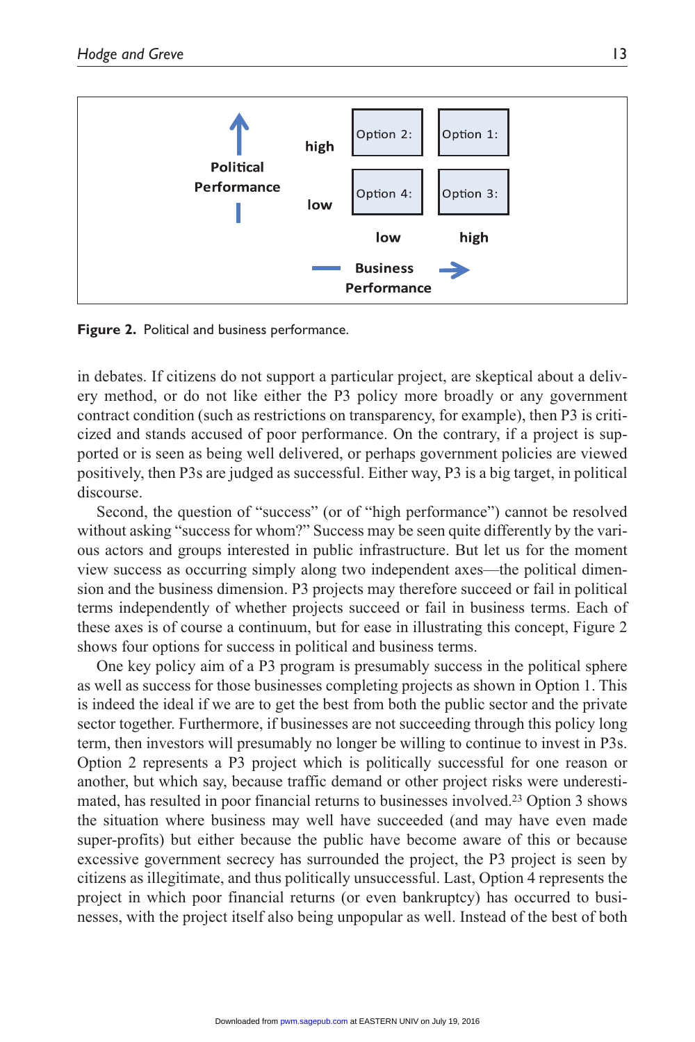| | | Business Performance: low | Business Performance: high |
|---|---|---|---|
| Political Performance | high | Option 2: | Option 1: |
| | low | Option 4: | Option 3: |

**Figure 2.** Political and business performance.

in debates. If citizens do not support a particular project, are skeptical about a delivery method, or do not like either the P3 policy more broadly or any government contract condition (such as restrictions on transparency, for example), then P3 is criticized and stands accused of poor performance. On the contrary, if a project is supported or is seen as being well delivered, or perhaps government policies are viewed positively, then P3s are judged as successful. Either way, P3 is a big target, in political discourse.

Second, the question of "success" (or of "high performance") cannot be resolved without asking "success for whom?" Success may be seen quite differently by the various actors and groups interested in public infrastructure. But let us for the moment view success as occurring simply along two independent axes—the political dimension and the business dimension. P3 projects may therefore succeed or fail in political terms independently of whether projects succeed or fail in business terms. Each of these axes is of course a continuum, but for ease in illustrating this concept, Figure 2 shows four options for success in political and business terms.

One key policy aim of a P3 program is presumably success in the political sphere as well as success for those businesses completing projects as shown in Option 1. This is indeed the ideal if we are to get the best from both the public sector and the private sector together. Furthermore, if businesses are not succeeding through this policy long term, then investors will presumably no longer be willing to continue to invest in P3s. Option 2 represents a P3 project which is politically successful for one reason or another, but which say, because traffic demand or other project risks were underestimated, has resulted in poor financial returns to businesses involved.[23] Option 3 shows the situation where business may well have succeeded (and may have even made super-profits) but either because the public have become aware of this or because excessive government secrecy has surrounded the project, the P3 project is seen by citizens as illegitimate, and thus politically unsuccessful. Last, Option 4 represents the project in which poor financial returns (or even bankruptcy) has occurred to businesses, with the project itself also being unpopular as well. Instead of the best of both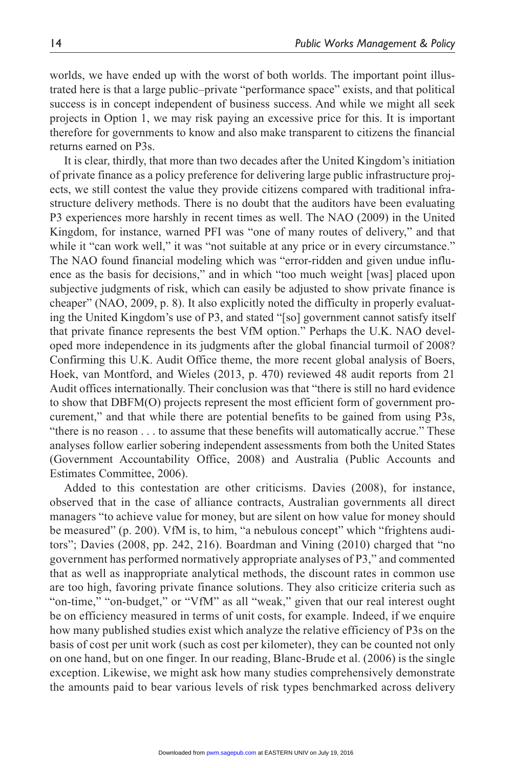worlds, we have ended up with the worst of both worlds. The important point illustrated here is that a large public–private "performance space" exists, and that political success is in concept independent of business success. And while we might all seek projects in Option 1, we may risk paying an excessive price for this. It is important therefore for governments to know and also make transparent to citizens the financial returns earned on P3s.

It is clear, thirdly, that more than two decades after the United Kingdom's initiation of private finance as a policy preference for delivering large public infrastructure projects, we still contest the value they provide citizens compared with traditional infrastructure delivery methods. There is no doubt that the auditors have been evaluating P3 experiences more harshly in recent times as well. The NAO (2009) in the United Kingdom, for instance, warned PFI was "one of many routes of delivery," and that while it "can work well," it was "not suitable at any price or in every circumstance." The NAO found financial modeling which was "error-ridden and given undue influence as the basis for decisions," and in which "too much weight [was] placed upon subjective judgments of risk, which can easily be adjusted to show private finance is cheaper" (NAO, 2009, p. 8). It also explicitly noted the difficulty in properly evaluating the United Kingdom's use of P3, and stated "[so] government cannot satisfy itself that private finance represents the best VfM option." Perhaps the U.K. NAO developed more independence in its judgments after the global financial turmoil of 2008? Confirming this U.K. Audit Office theme, the more recent global analysis of Boers, Hoek, van Montford, and Wieles (2013, p. 470) reviewed 48 audit reports from 21 Audit offices internationally. Their conclusion was that "there is still no hard evidence to show that DBFM(O) projects represent the most efficient form of government procurement," and that while there are potential benefits to be gained from using P3s, "there is no reason . . . to assume that these benefits will automatically accrue." These analyses follow earlier sobering independent assessments from both the United States (Government Accountability Office, 2008) and Australia (Public Accounts and Estimates Committee, 2006).

Added to this contestation are other criticisms. Davies (2008), for instance, observed that in the case of alliance contracts, Australian governments all direct managers "to achieve value for money, but are silent on how value for money should be measured" (p. 200). VfM is, to him, "a nebulous concept" which "frightens auditors"; Davies (2008, pp. 242, 216). Boardman and Vining (2010) charged that "no government has performed normatively appropriate analyses of P3," and commented that as well as inappropriate analytical methods, the discount rates in common use are too high, favoring private finance solutions. They also criticize criteria such as "on-time," "on-budget," or "VfM" as all "weak," given that our real interest ought be on efficiency measured in terms of unit costs, for example. Indeed, if we enquire how many published studies exist which analyze the relative efficiency of P3s on the basis of cost per unit work (such as cost per kilometer), they can be counted not only on one hand, but on one finger. In our reading, Blanc-Brude et al. (2006) is the single exception. Likewise, we might ask how many studies comprehensively demonstrate the amounts paid to bear various levels of risk types benchmarked across delivery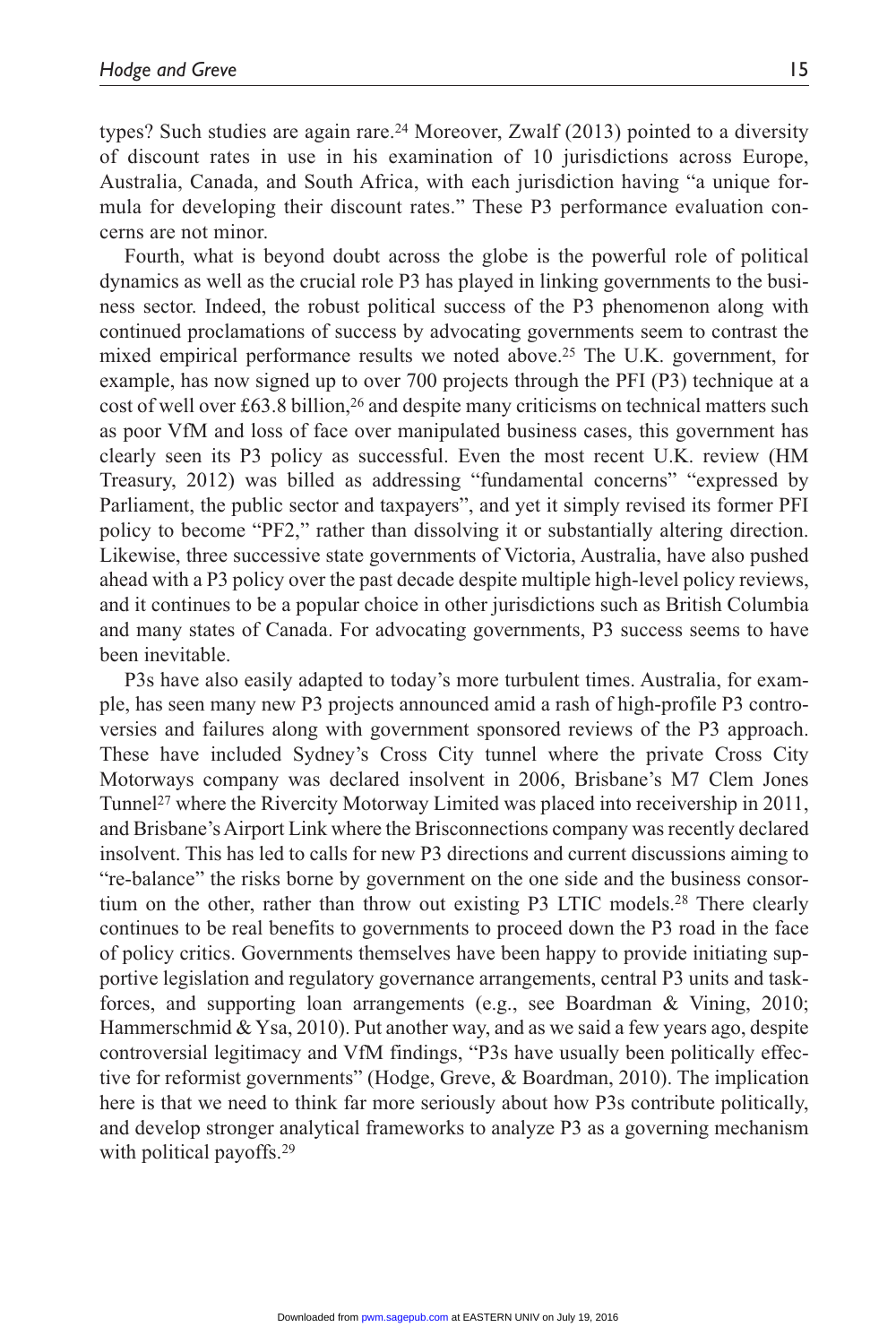types? Such studies are again rare.[24] Moreover, Zwalf (2013) pointed to a diversity of discount rates in use in his examination of 10 jurisdictions across Europe, Australia, Canada, and South Africa, with each jurisdiction having "a unique formula for developing their discount rates." These P3 performance evaluation concerns are not minor.

Fourth, what is beyond doubt across the globe is the powerful role of political dynamics as well as the crucial role P3 has played in linking governments to the business sector. Indeed, the robust political success of the P3 phenomenon along with continued proclamations of success by advocating governments seem to contrast the mixed empirical performance results we noted above.[25] The U.K. government, for example, has now signed up to over 700 projects through the PFI (P3) technique at a cost of well over £63.8 billion,[26] and despite many criticisms on technical matters such as poor VfM and loss of face over manipulated business cases, this government has clearly seen its P3 policy as successful. Even the most recent U.K. review (HM Treasury, 2012) was billed as addressing "fundamental concerns" "expressed by Parliament, the public sector and taxpayers", and yet it simply revised its former PFI policy to become "PF2," rather than dissolving it or substantially altering direction. Likewise, three successive state governments of Victoria, Australia, have also pushed ahead with a P3 policy over the past decade despite multiple high-level policy reviews, and it continues to be a popular choice in other jurisdictions such as British Columbia and many states of Canada. For advocating governments, P3 success seems to have been inevitable.

P3s have also easily adapted to today's more turbulent times. Australia, for example, has seen many new P3 projects announced amid a rash of high-profile P3 controversies and failures along with government sponsored reviews of the P3 approach. These have included Sydney's Cross City tunnel where the private Cross City Motorways company was declared insolvent in 2006, Brisbane's M7 Clem Jones Tunnel[27] where the Rivercity Motorway Limited was placed into receivership in 2011, and Brisbane's Airport Link where the Brisconnections company was recently declared insolvent. This has led to calls for new P3 directions and current discussions aiming to "re-balance" the risks borne by government on the one side and the business consortium on the other, rather than throw out existing P3 LTIC models.[28] There clearly continues to be real benefits to governments to proceed down the P3 road in the face of policy critics. Governments themselves have been happy to provide initiating supportive legislation and regulatory governance arrangements, central P3 units and taskforces, and supporting loan arrangements (e.g., see Boardman & Vining, 2010; Hammerschmid & Ysa, 2010). Put another way, and as we said a few years ago, despite controversial legitimacy and VfM findings, "P3s have usually been politically effective for reformist governments" (Hodge, Greve, & Boardman, 2010). The implication here is that we need to think far more seriously about how P3s contribute politically, and develop stronger analytical frameworks to analyze P3 as a governing mechanism with political payoffs.[29]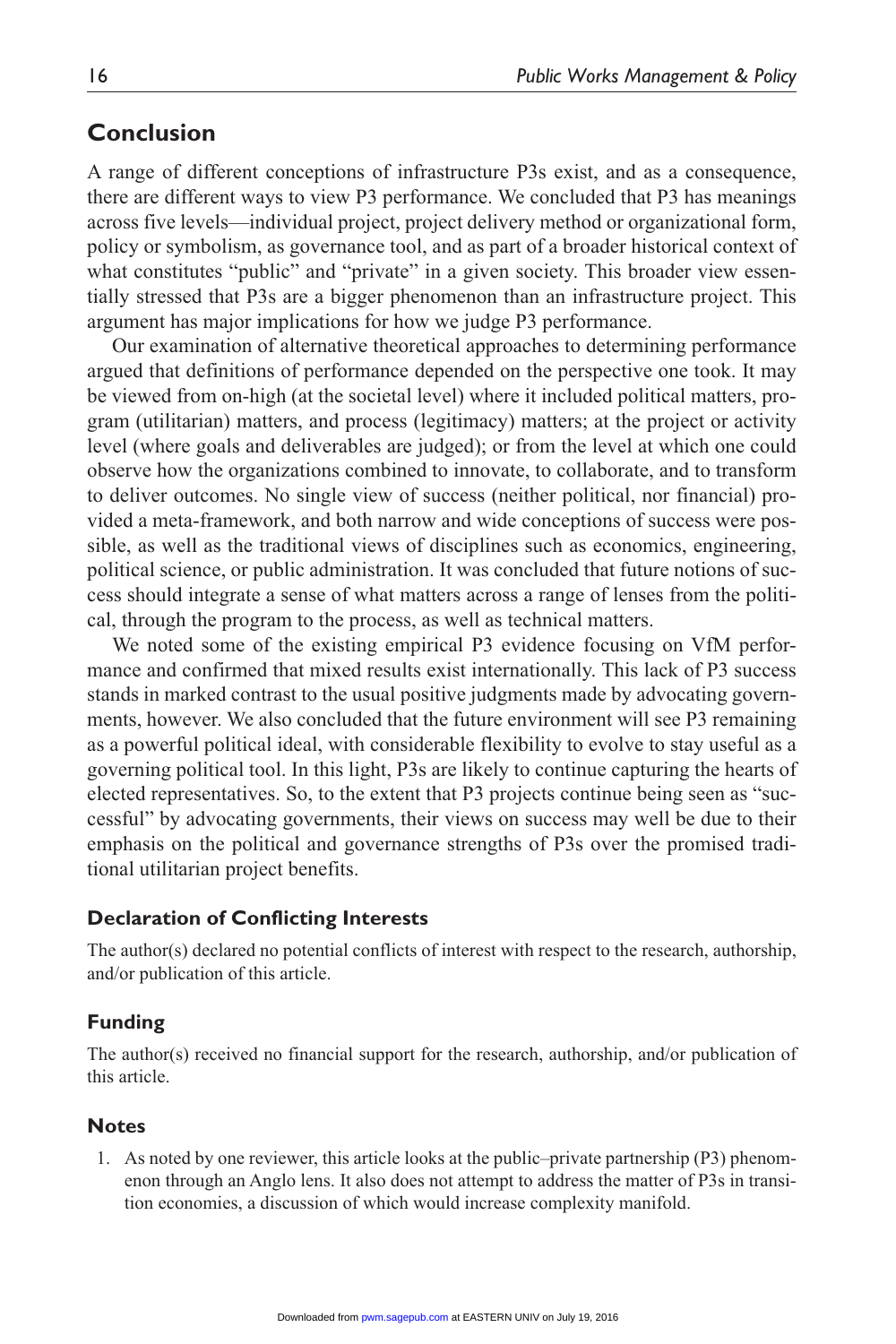## Conclusion

A range of different conceptions of infrastructure P3s exist, and as a consequence, there are different ways to view P3 performance. We concluded that P3 has meanings across five levels—individual project, project delivery method or organizational form, policy or symbolism, as governance tool, and as part of a broader historical context of what constitutes "public" and "private" in a given society. This broader view essentially stressed that P3s are a bigger phenomenon than an infrastructure project. This argument has major implications for how we judge P3 performance.

Our examination of alternative theoretical approaches to determining performance argued that definitions of performance depended on the perspective one took. It may be viewed from on-high (at the societal level) where it included political matters, program (utilitarian) matters, and process (legitimacy) matters; at the project or activity level (where goals and deliverables are judged); or from the level at which one could observe how the organizations combined to innovate, to collaborate, and to transform to deliver outcomes. No single view of success (neither political, nor financial) provided a meta-framework, and both narrow and wide conceptions of success were possible, as well as the traditional views of disciplines such as economics, engineering, political science, or public administration. It was concluded that future notions of success should integrate a sense of what matters across a range of lenses from the political, through the program to the process, as well as technical matters.

We noted some of the existing empirical P3 evidence focusing on VfM performance and confirmed that mixed results exist internationally. This lack of P3 success stands in marked contrast to the usual positive judgments made by advocating governments, however. We also concluded that the future environment will see P3 remaining as a powerful political ideal, with considerable flexibility to evolve to stay useful as a governing political tool. In this light, P3s are likely to continue capturing the hearts of elected representatives. So, to the extent that P3 projects continue being seen as "successful" by advocating governments, their views on success may well be due to their emphasis on the political and governance strengths of P3s over the promised traditional utilitarian project benefits.

### Declaration of Conflicting Interests

The author(s) declared no potential conflicts of interest with respect to the research, authorship, and/or publication of this article.

### Funding

The author(s) received no financial support for the research, authorship, and/or publication of this article.

### Notes

1. As noted by one reviewer, this article looks at the public–private partnership (P3) phenomenon through an Anglo lens. It also does not attempt to address the matter of P3s in transition economies, a discussion of which would increase complexity manifold.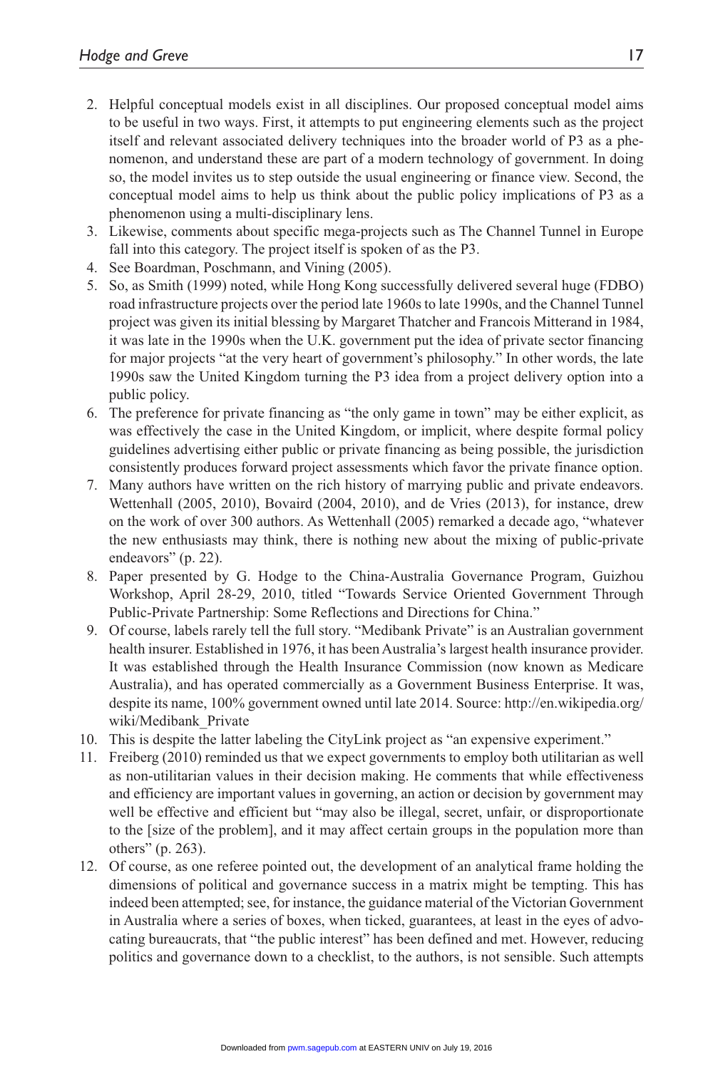2. Helpful conceptual models exist in all disciplines. Our proposed conceptual model aims to be useful in two ways. First, it attempts to put engineering elements such as the project itself and relevant associated delivery techniques into the broader world of P3 as a phenomenon, and understand these are part of a modern technology of government. In doing so, the model invites us to step outside the usual engineering or finance view. Second, the conceptual model aims to help us think about the public policy implications of P3 as a phenomenon using a multi-disciplinary lens.
3. Likewise, comments about specific mega-projects such as The Channel Tunnel in Europe fall into this category. The project itself is spoken of as the P3.
4. See Boardman, Poschmann, and Vining (2005).
5. So, as Smith (1999) noted, while Hong Kong successfully delivered several huge (FDBO) road infrastructure projects over the period late 1960s to late 1990s, and the Channel Tunnel project was given its initial blessing by Margaret Thatcher and Francois Mitterand in 1984, it was late in the 1990s when the U.K. government put the idea of private sector financing for major projects "at the very heart of government's philosophy." In other words, the late 1990s saw the United Kingdom turning the P3 idea from a project delivery option into a public policy.
6. The preference for private financing as "the only game in town" may be either explicit, as was effectively the case in the United Kingdom, or implicit, where despite formal policy guidelines advertising either public or private financing as being possible, the jurisdiction consistently produces forward project assessments which favor the private finance option.
7. Many authors have written on the rich history of marrying public and private endeavors. Wettenhall (2005, 2010), Bovaird (2004, 2010), and de Vries (2013), for instance, drew on the work of over 300 authors. As Wettenhall (2005) remarked a decade ago, "whatever the new enthusiasts may think, there is nothing new about the mixing of public-private endeavors" (p. 22).
8. Paper presented by G. Hodge to the China-Australia Governance Program, Guizhou Workshop, April 28-29, 2010, titled "Towards Service Oriented Government Through Public-Private Partnership: Some Reflections and Directions for China."
9. Of course, labels rarely tell the full story. "Medibank Private" is an Australian government health insurer. Established in 1976, it has been Australia's largest health insurance provider. It was established through the Health Insurance Commission (now known as Medicare Australia), and has operated commercially as a Government Business Enterprise. It was, despite its name, 100% government owned until late 2014. Source: http://en.wikipedia.org/wiki/Medibank_Private
10. This is despite the latter labeling the CityLink project as "an expensive experiment."
11. Freiberg (2010) reminded us that we expect governments to employ both utilitarian as well as non-utilitarian values in their decision making. He comments that while effectiveness and efficiency are important values in governing, an action or decision by government may well be effective and efficient but "may also be illegal, secret, unfair, or disproportionate to the [size of the problem], and it may affect certain groups in the population more than others" (p. 263).
12. Of course, as one referee pointed out, the development of an analytical frame holding the dimensions of political and governance success in a matrix might be tempting. This has indeed been attempted; see, for instance, the guidance material of the Victorian Government in Australia where a series of boxes, when ticked, guarantees, at least in the eyes of advocating bureaucrats, that "the public interest" has been defined and met. However, reducing politics and governance down to a checklist, to the authors, is not sensible. Such attempts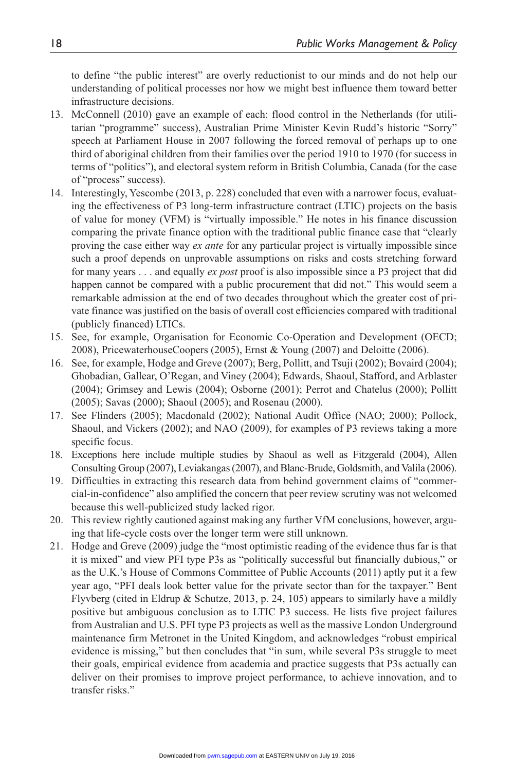to define "the public interest" are overly reductionist to our minds and do not help our understanding of political processes nor how we might best influence them toward better infrastructure decisions.

13. McConnell (2010) gave an example of each: flood control in the Netherlands (for utilitarian "programme" success), Australian Prime Minister Kevin Rudd's historic "Sorry" speech at Parliament House in 2007 following the forced removal of perhaps up to one third of aboriginal children from their families over the period 1910 to 1970 (for success in terms of "politics"), and electoral system reform in British Columbia, Canada (for the case of "process" success).
14. Interestingly, Yescombe (2013, p. 228) concluded that even with a narrower focus, evaluating the effectiveness of P3 long-term infrastructure contract (LTIC) projects on the basis of value for money (VFM) is "virtually impossible." He notes in his finance discussion comparing the private finance option with the traditional public finance case that "clearly proving the case either way *ex ante* for any particular project is virtually impossible since such a proof depends on unprovable assumptions on risks and costs stretching forward for many years . . . and equally *ex post* proof is also impossible since a P3 project that did happen cannot be compared with a public procurement that did not." This would seem a remarkable admission at the end of two decades throughout which the greater cost of private finance was justified on the basis of overall cost efficiencies compared with traditional (publicly financed) LTICs.
15. See, for example, Organisation for Economic Co-Operation and Development (OECD; 2008), PricewaterhouseCoopers (2005), Ernst & Young (2007) and Deloitte (2006).
16. See, for example, Hodge and Greve (2007); Berg, Pollitt, and Tsuji (2002); Bovaird (2004); Ghobadian, Gallear, O'Regan, and Viney (2004); Edwards, Shaoul, Stafford, and Arblaster (2004); Grimsey and Lewis (2004); Osborne (2001); Perrot and Chatelus (2000); Pollitt (2005); Savas (2000); Shaoul (2005); and Rosenau (2000).
17. See Flinders (2005); Macdonald (2002); National Audit Office (NAO; 2000); Pollock, Shaoul, and Vickers (2002); and NAO (2009), for examples of P3 reviews taking a more specific focus.
18. Exceptions here include multiple studies by Shaoul as well as Fitzgerald (2004), Allen Consulting Group (2007), Leviakangas (2007), and Blanc-Brude, Goldsmith, and Valila (2006).
19. Difficulties in extracting this research data from behind government claims of "commercial-in-confidence" also amplified the concern that peer review scrutiny was not welcomed because this well-publicized study lacked rigor.
20. This review rightly cautioned against making any further VfM conclusions, however, arguing that life-cycle costs over the longer term were still unknown.
21. Hodge and Greve (2009) judge the "most optimistic reading of the evidence thus far is that it is mixed" and view PFI type P3s as "politically successful but financially dubious," or as the U.K.'s House of Commons Committee of Public Accounts (2011) aptly put it a few year ago, "PFI deals look better value for the private sector than for the taxpayer." Bent Flyvberg (cited in Eldrup & Schutze, 2013, p. 24, 105) appears to similarly have a mildly positive but ambiguous conclusion as to LTIC P3 success. He lists five project failures from Australian and U.S. PFI type P3 projects as well as the massive London Underground maintenance firm Metronet in the United Kingdom, and acknowledges "robust empirical evidence is missing," but then concludes that "in sum, while several P3s struggle to meet their goals, empirical evidence from academia and practice suggests that P3s actually can deliver on their promises to improve project performance, to achieve innovation, and to transfer risks."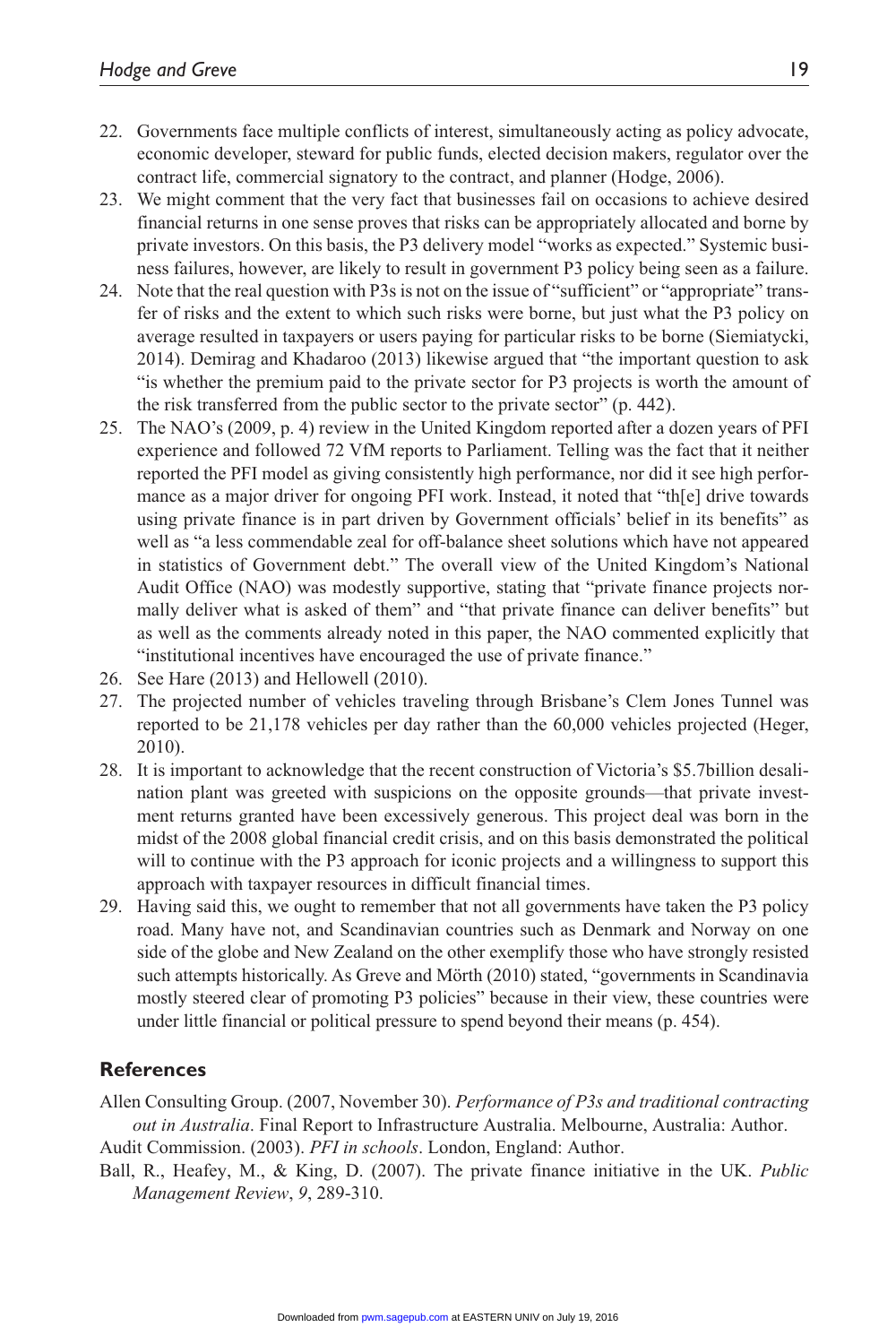22. Governments face multiple conflicts of interest, simultaneously acting as policy advocate, economic developer, steward for public funds, elected decision makers, regulator over the contract life, commercial signatory to the contract, and planner (Hodge, 2006).
23. We might comment that the very fact that businesses fail on occasions to achieve desired financial returns in one sense proves that risks can be appropriately allocated and borne by private investors. On this basis, the P3 delivery model "works as expected." Systemic business failures, however, are likely to result in government P3 policy being seen as a failure.
24. Note that the real question with P3s is not on the issue of "sufficient" or "appropriate" transfer of risks and the extent to which such risks were borne, but just what the P3 policy on average resulted in taxpayers or users paying for particular risks to be borne (Siemiatycki, 2014). Demirag and Khadaroo (2013) likewise argued that "the important question to ask "is whether the premium paid to the private sector for P3 projects is worth the amount of the risk transferred from the public sector to the private sector" (p. 442).
25. The NAO's (2009, p. 4) review in the United Kingdom reported after a dozen years of PFI experience and followed 72 VfM reports to Parliament. Telling was the fact that it neither reported the PFI model as giving consistently high performance, nor did it see high performance as a major driver for ongoing PFI work. Instead, it noted that "th[e] drive towards using private finance is in part driven by Government officials' belief in its benefits" as well as "a less commendable zeal for off-balance sheet solutions which have not appeared in statistics of Government debt." The overall view of the United Kingdom's National Audit Office (NAO) was modestly supportive, stating that "private finance projects normally deliver what is asked of them" and "that private finance can deliver benefits" but as well as the comments already noted in this paper, the NAO commented explicitly that "institutional incentives have encouraged the use of private finance."
26. See Hare (2013) and Hellowell (2010).
27. The projected number of vehicles traveling through Brisbane's Clem Jones Tunnel was reported to be 21,178 vehicles per day rather than the 60,000 vehicles projected (Heger, 2010).
28. It is important to acknowledge that the recent construction of Victoria's $5.7billion desalination plant was greeted with suspicions on the opposite grounds—that private investment returns granted have been excessively generous. This project deal was born in the midst of the 2008 global financial credit crisis, and on this basis demonstrated the political will to continue with the P3 approach for iconic projects and a willingness to support this approach with taxpayer resources in difficult financial times.
29. Having said this, we ought to remember that not all governments have taken the P3 policy road. Many have not, and Scandinavian countries such as Denmark and Norway on one side of the globe and New Zealand on the other exemplify those who have strongly resisted such attempts historically. As Greve and Mörth (2010) stated, "governments in Scandinavia mostly steered clear of promoting P3 policies" because in their view, these countries were under little financial or political pressure to spend beyond their means (p. 454).

## References

Allen Consulting Group. (2007, November 30). *Performance of P3s and traditional contracting out in Australia*. Final Report to Infrastructure Australia. Melbourne, Australia: Author.

Audit Commission. (2003). *PFI in schools*. London, England: Author.

Ball, R., Heafey, M., & King, D. (2007). The private finance initiative in the UK. *Public Management Review*, *9*, 289-310.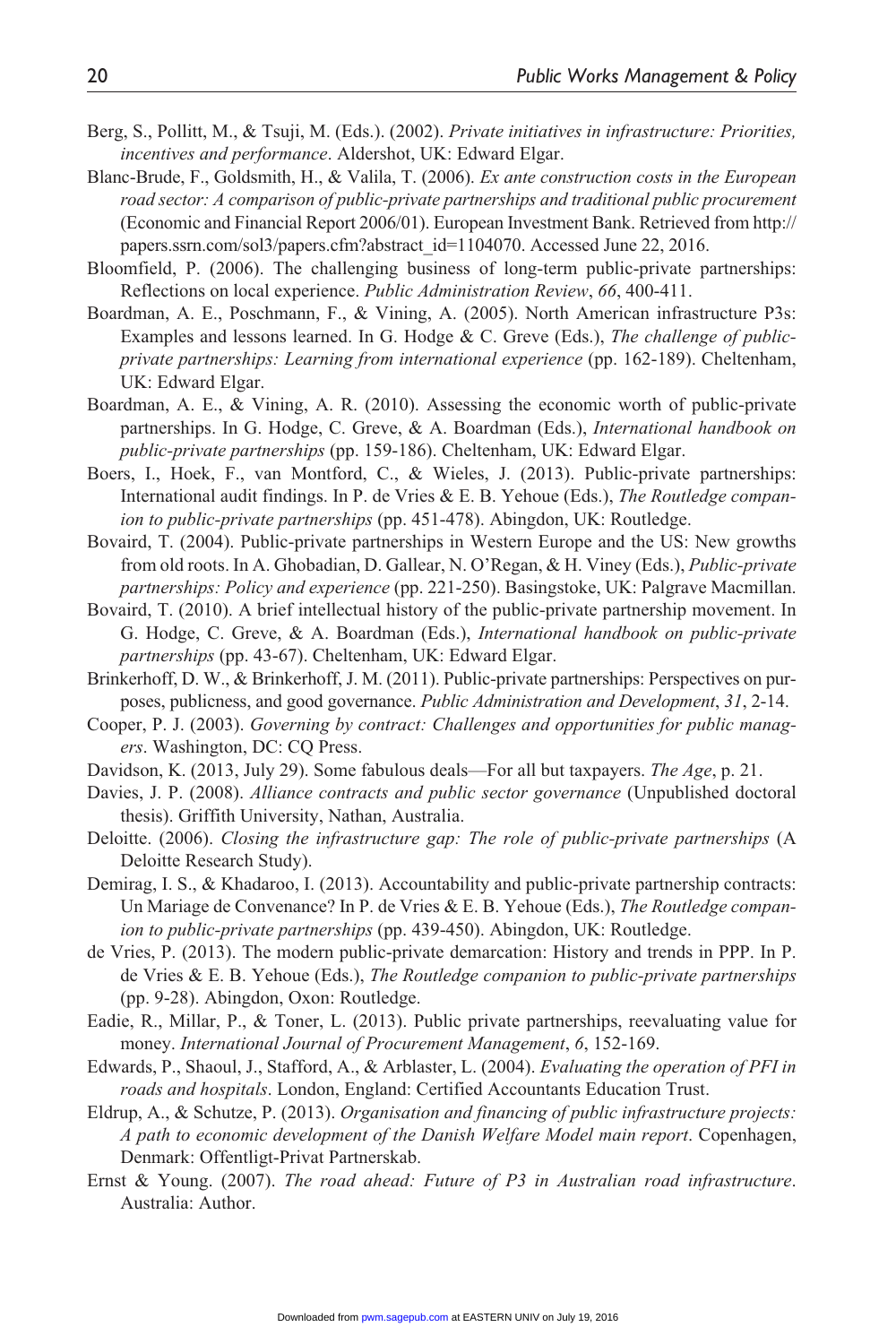Berg, S., Pollitt, M., & Tsuji, M. (Eds.). (2002). *Private initiatives in infrastructure: Priorities, incentives and performance*. Aldershot, UK: Edward Elgar.

Blanc-Brude, F., Goldsmith, H., & Valila, T. (2006). *Ex ante construction costs in the European road sector: A comparison of public-private partnerships and traditional public procurement* (Economic and Financial Report 2006/01). European Investment Bank. Retrieved from http://papers.ssrn.com/sol3/papers.cfm?abstract_id=1104070. Accessed June 22, 2016.

Bloomfield, P. (2006). The challenging business of long-term public-private partnerships: Reflections on local experience. *Public Administration Review*, *66*, 400-411.

Boardman, A. E., Poschmann, F., & Vining, A. (2005). North American infrastructure P3s: Examples and lessons learned. In G. Hodge & C. Greve (Eds.), *The challenge of public-private partnerships: Learning from international experience* (pp. 162-189). Cheltenham, UK: Edward Elgar.

Boardman, A. E., & Vining, A. R. (2010). Assessing the economic worth of public-private partnerships. In G. Hodge, C. Greve, & A. Boardman (Eds.), *International handbook on public-private partnerships* (pp. 159-186). Cheltenham, UK: Edward Elgar.

Boers, I., Hoek, F., van Montford, C., & Wieles, J. (2013). Public-private partnerships: International audit findings. In P. de Vries & E. B. Yehoue (Eds.), *The Routledge companion to public-private partnerships* (pp. 451-478). Abingdon, UK: Routledge.

Bovaird, T. (2004). Public-private partnerships in Western Europe and the US: New growths from old roots. In A. Ghobadian, D. Gallear, N. O'Regan, & H. Viney (Eds.), *Public-private partnerships: Policy and experience* (pp. 221-250). Basingstoke, UK: Palgrave Macmillan.

Bovaird, T. (2010). A brief intellectual history of the public-private partnership movement. In G. Hodge, C. Greve, & A. Boardman (Eds.), *International handbook on public-private partnerships* (pp. 43-67). Cheltenham, UK: Edward Elgar.

Brinkerhoff, D. W., & Brinkerhoff, J. M. (2011). Public-private partnerships: Perspectives on purposes, publicness, and good governance. *Public Administration and Development*, *31*, 2-14.

Cooper, P. J. (2003). *Governing by contract: Challenges and opportunities for public managers*. Washington, DC: CQ Press.

Davidson, K. (2013, July 29). Some fabulous deals—For all but taxpayers. *The Age*, p. 21.

Davies, J. P. (2008). *Alliance contracts and public sector governance* (Unpublished doctoral thesis). Griffith University, Nathan, Australia.

Deloitte. (2006). *Closing the infrastructure gap: The role of public-private partnerships* (A Deloitte Research Study).

Demirag, I. S., & Khadaroo, I. (2013). Accountability and public-private partnership contracts: Un Mariage de Convenance? In P. de Vries & E. B. Yehoue (Eds.), *The Routledge companion to public-private partnerships* (pp. 439-450). Abingdon, UK: Routledge.

de Vries, P. (2013). The modern public-private demarcation: History and trends in PPP. In P. de Vries & E. B. Yehoue (Eds.), *The Routledge companion to public-private partnerships* (pp. 9-28). Abingdon, Oxon: Routledge.

Eadie, R., Millar, P., & Toner, L. (2013). Public private partnerships, reevaluating value for money. *International Journal of Procurement Management*, *6*, 152-169.

Edwards, P., Shaoul, J., Stafford, A., & Arblaster, L. (2004). *Evaluating the operation of PFI in roads and hospitals*. London, England: Certified Accountants Education Trust.

Eldrup, A., & Schutze, P. (2013). *Organisation and financing of public infrastructure projects: A path to economic development of the Danish Welfare Model main report*. Copenhagen, Denmark: Offentligt-Privat Partnerskab.

Ernst & Young. (2007). *The road ahead: Future of P3 in Australian road infrastructure*. Australia: Author.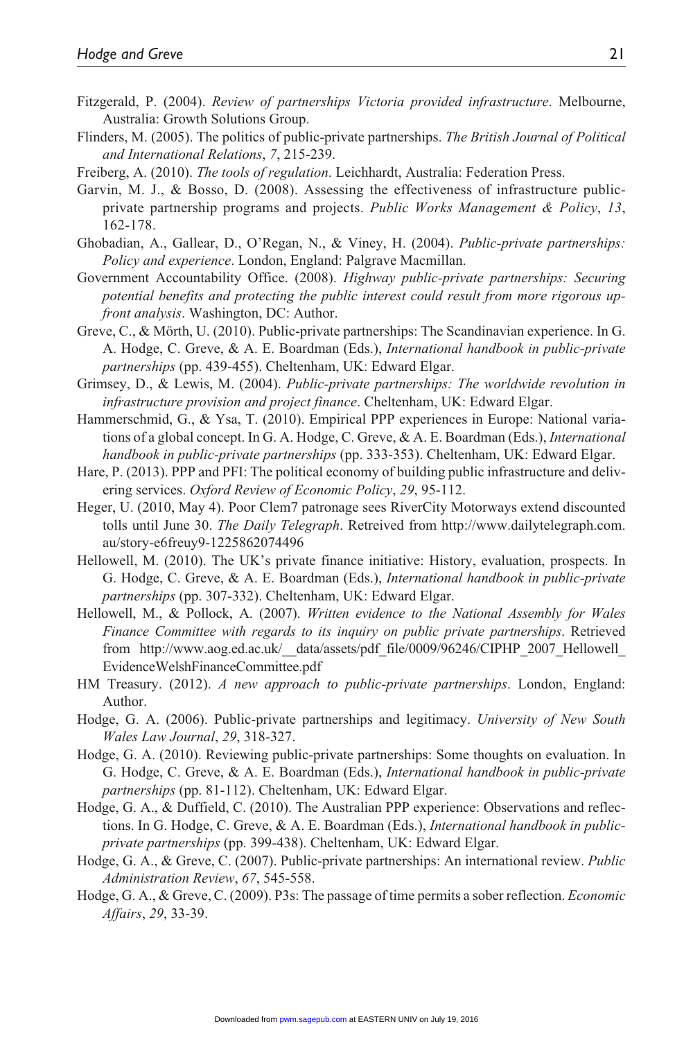Fitzgerald, P. (2004). *Review of partnerships Victoria provided infrastructure*. Melbourne, Australia: Growth Solutions Group.

Flinders, M. (2005). The politics of public-private partnerships. *The British Journal of Political and International Relations*, *7*, 215-239.

Freiberg, A. (2010). *The tools of regulation*. Leichhardt, Australia: Federation Press.

Garvin, M. J., & Bosso, D. (2008). Assessing the effectiveness of infrastructure public-private partnership programs and projects. *Public Works Management & Policy*, *13*, 162-178.

Ghobadian, A., Gallear, D., O'Regan, N., & Viney, H. (2004). *Public-private partnerships: Policy and experience*. London, England: Palgrave Macmillan.

Government Accountability Office. (2008). *Highway public-private partnerships: Securing potential benefits and protecting the public interest could result from more rigorous up-front analysis*. Washington, DC: Author.

Greve, C., & Mörth, U. (2010). Public-private partnerships: The Scandinavian experience. In G. A. Hodge, C. Greve, & A. E. Boardman (Eds.), *International handbook in public-private partnerships* (pp. 439-455). Cheltenham, UK: Edward Elgar.

Grimsey, D., & Lewis, M. (2004). *Public-private partnerships: The worldwide revolution in infrastructure provision and project finance*. Cheltenham, UK: Edward Elgar.

Hammerschmid, G., & Ysa, T. (2010). Empirical PPP experiences in Europe: National variations of a global concept. In G. A. Hodge, C. Greve, & A. E. Boardman (Eds.), *International handbook in public-private partnerships* (pp. 333-353). Cheltenham, UK: Edward Elgar.

Hare, P. (2013). PPP and PFI: The political economy of building public infrastructure and delivering services. *Oxford Review of Economic Policy*, *29*, 95-112.

Heger, U. (2010, May 4). Poor Clem7 patronage sees RiverCity Motorways extend discounted tolls until June 30. *The Daily Telegraph*. Retreived from http://www.dailytelegraph.com.au/story-e6freuy9-1225862074496

Hellowell, M. (2010). The UK's private finance initiative: History, evaluation, prospects. In G. Hodge, C. Greve, & A. E. Boardman (Eds.), *International handbook in public-private partnerships* (pp. 307-332). Cheltenham, UK: Edward Elgar.

Hellowell, M., & Pollock, A. (2007). *Written evidence to the National Assembly for Wales Finance Committee with regards to its inquiry on public private partnerships*. Retrieved from http://www.aog.ed.ac.uk/__data/assets/pdf_file/0009/96246/CIPHP_2007_Hellowell_EvidenceWelshFinanceCommittee.pdf

HM Treasury. (2012). *A new approach to public-private partnerships*. London, England: Author.

Hodge, G. A. (2006). Public-private partnerships and legitimacy. *University of New South Wales Law Journal*, *29*, 318-327.

Hodge, G. A. (2010). Reviewing public-private partnerships: Some thoughts on evaluation. In G. Hodge, C. Greve, & A. E. Boardman (Eds.), *International handbook in public-private partnerships* (pp. 81-112). Cheltenham, UK: Edward Elgar.

Hodge, G. A., & Duffield, C. (2010). The Australian PPP experience: Observations and reflections. In G. Hodge, C. Greve, & A. E. Boardman (Eds.), *International handbook in public-private partnerships* (pp. 399-438). Cheltenham, UK: Edward Elgar.

Hodge, G. A., & Greve, C. (2007). Public-private partnerships: An international review. *Public Administration Review*, *67*, 545-558.

Hodge, G. A., & Greve, C. (2009). P3s: The passage of time permits a sober reflection. *Economic Affairs*, *29*, 33-39.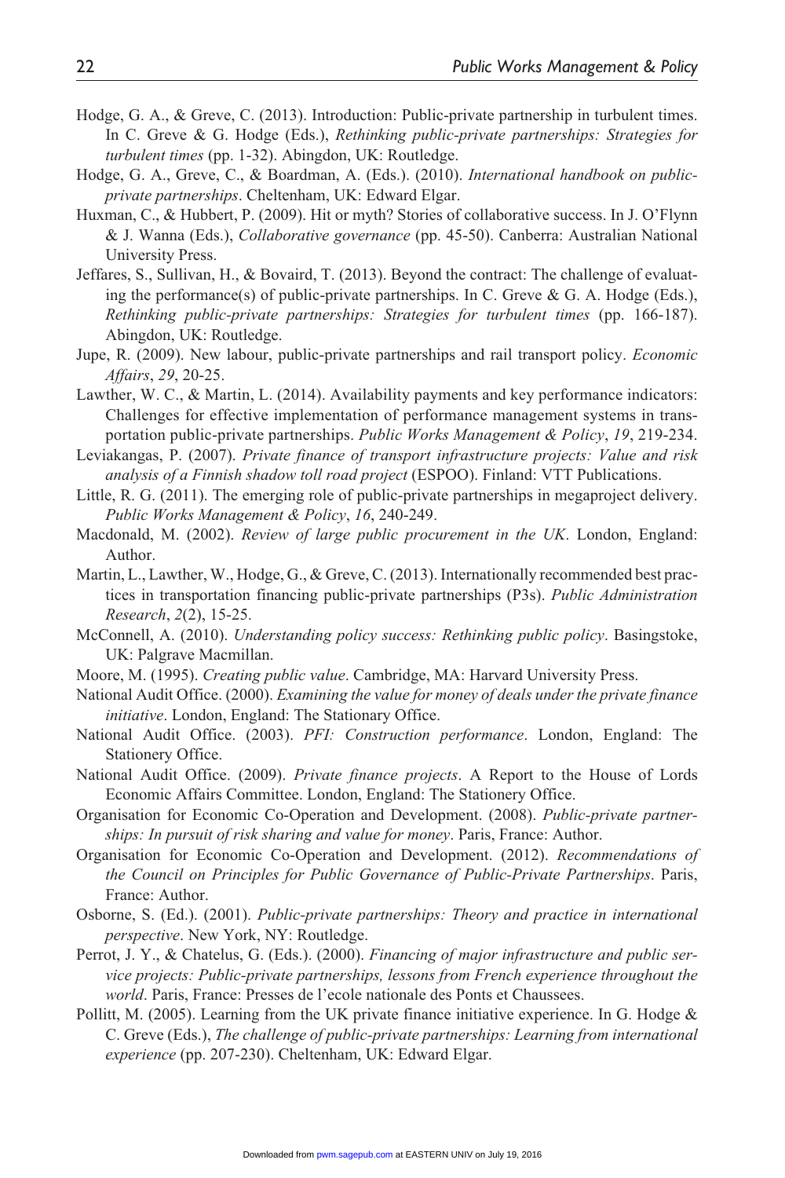Hodge, G. A., & Greve, C. (2013). Introduction: Public-private partnership in turbulent times. In C. Greve & G. Hodge (Eds.), *Rethinking public-private partnerships: Strategies for turbulent times* (pp. 1-32). Abingdon, UK: Routledge.

Hodge, G. A., Greve, C., & Boardman, A. (Eds.). (2010). *International handbook on public-private partnerships*. Cheltenham, UK: Edward Elgar.

Huxman, C., & Hubbert, P. (2009). Hit or myth? Stories of collaborative success. In J. O'Flynn & J. Wanna (Eds.), *Collaborative governance* (pp. 45-50). Canberra: Australian National University Press.

Jeffares, S., Sullivan, H., & Bovaird, T. (2013). Beyond the contract: The challenge of evaluating the performance(s) of public-private partnerships. In C. Greve & G. A. Hodge (Eds.), *Rethinking public-private partnerships: Strategies for turbulent times* (pp. 166-187). Abingdon, UK: Routledge.

Jupe, R. (2009). New labour, public-private partnerships and rail transport policy. *Economic Affairs*, *29*, 20-25.

Lawther, W. C., & Martin, L. (2014). Availability payments and key performance indicators: Challenges for effective implementation of performance management systems in transportation public-private partnerships. *Public Works Management & Policy*, *19*, 219-234.

Leviakangas, P. (2007). *Private finance of transport infrastructure projects: Value and risk analysis of a Finnish shadow toll road project* (ESPOO). Finland: VTT Publications.

Little, R. G. (2011). The emerging role of public-private partnerships in megaproject delivery. *Public Works Management & Policy*, *16*, 240-249.

Macdonald, M. (2002). *Review of large public procurement in the UK*. London, England: Author.

Martin, L., Lawther, W., Hodge, G., & Greve, C. (2013). Internationally recommended best practices in transportation financing public-private partnerships (P3s). *Public Administration Research*, *2*(2), 15-25.

McConnell, A. (2010). *Understanding policy success: Rethinking public policy*. Basingstoke, UK: Palgrave Macmillan.

Moore, M. (1995). *Creating public value*. Cambridge, MA: Harvard University Press.

National Audit Office. (2000). *Examining the value for money of deals under the private finance initiative*. London, England: The Stationary Office.

National Audit Office. (2003). *PFI: Construction performance*. London, England: The Stationery Office.

National Audit Office. (2009). *Private finance projects*. A Report to the House of Lords Economic Affairs Committee. London, England: The Stationery Office.

Organisation for Economic Co-Operation and Development. (2008). *Public-private partnerships: In pursuit of risk sharing and value for money*. Paris, France: Author.

Organisation for Economic Co-Operation and Development. (2012). *Recommendations of the Council on Principles for Public Governance of Public-Private Partnerships*. Paris, France: Author.

Osborne, S. (Ed.). (2001). *Public-private partnerships: Theory and practice in international perspective*. New York, NY: Routledge.

Perrot, J. Y., & Chatelus, G. (Eds.). (2000). *Financing of major infrastructure and public service projects: Public-private partnerships, lessons from French experience throughout the world*. Paris, France: Presses de l'ecole nationale des Ponts et Chaussees.

Pollitt, M. (2005). Learning from the UK private finance initiative experience. In G. Hodge & C. Greve (Eds.), *The challenge of public-private partnerships: Learning from international experience* (pp. 207-230). Cheltenham, UK: Edward Elgar.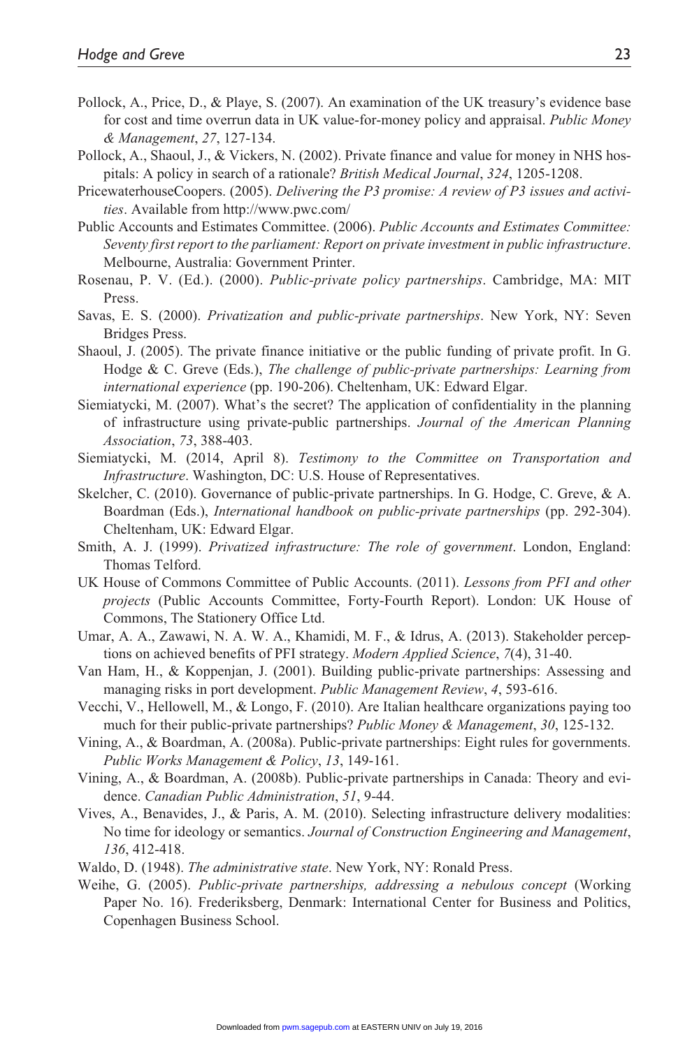Pollock, A., Price, D., & Playe, S. (2007). An examination of the UK treasury's evidence base for cost and time overrun data in UK value-for-money policy and appraisal. *Public Money & Management*, *27*, 127-134.

Pollock, A., Shaoul, J., & Vickers, N. (2002). Private finance and value for money in NHS hospitals: A policy in search of a rationale? *British Medical Journal*, *324*, 1205-1208.

PricewaterhouseCoopers. (2005). *Delivering the P3 promise: A review of P3 issues and activities*. Available from http://www.pwc.com/

Public Accounts and Estimates Committee. (2006). *Public Accounts and Estimates Committee: Seventy first report to the parliament: Report on private investment in public infrastructure*. Melbourne, Australia: Government Printer.

Rosenau, P. V. (Ed.). (2000). *Public-private policy partnerships*. Cambridge, MA: MIT Press.

Savas, E. S. (2000). *Privatization and public-private partnerships*. New York, NY: Seven Bridges Press.

Shaoul, J. (2005). The private finance initiative or the public funding of private profit. In G. Hodge & C. Greve (Eds.), *The challenge of public-private partnerships: Learning from international experience* (pp. 190-206). Cheltenham, UK: Edward Elgar.

Siemiatycki, M. (2007). What's the secret? The application of confidentiality in the planning of infrastructure using private-public partnerships. *Journal of the American Planning Association*, *73*, 388-403.

Siemiatycki, M. (2014, April 8). *Testimony to the Committee on Transportation and Infrastructure*. Washington, DC: U.S. House of Representatives.

Skelcher, C. (2010). Governance of public-private partnerships. In G. Hodge, C. Greve, & A. Boardman (Eds.), *International handbook on public-private partnerships* (pp. 292-304). Cheltenham, UK: Edward Elgar.

Smith, A. J. (1999). *Privatized infrastructure: The role of government*. London, England: Thomas Telford.

UK House of Commons Committee of Public Accounts. (2011). *Lessons from PFI and other projects* (Public Accounts Committee, Forty-Fourth Report). London: UK House of Commons, The Stationery Office Ltd.

Umar, A. A., Zawawi, N. A. W. A., Khamidi, M. F., & Idrus, A. (2013). Stakeholder perceptions on achieved benefits of PFI strategy. *Modern Applied Science*, *7*(4), 31-40.

Van Ham, H., & Koppenjan, J. (2001). Building public-private partnerships: Assessing and managing risks in port development. *Public Management Review*, *4*, 593-616.

Vecchi, V., Hellowell, M., & Longo, F. (2010). Are Italian healthcare organizations paying too much for their public-private partnerships? *Public Money & Management*, *30*, 125-132.

Vining, A., & Boardman, A. (2008a). Public-private partnerships: Eight rules for governments. *Public Works Management & Policy*, *13*, 149-161.

Vining, A., & Boardman, A. (2008b). Public-private partnerships in Canada: Theory and evidence. *Canadian Public Administration*, *51*, 9-44.

Vives, A., Benavides, J., & Paris, A. M. (2010). Selecting infrastructure delivery modalities: No time for ideology or semantics. *Journal of Construction Engineering and Management*, *136*, 412-418.

Waldo, D. (1948). *The administrative state*. New York, NY: Ronald Press.

Weihe, G. (2005). *Public-private partnerships, addressing a nebulous concept* (Working Paper No. 16). Frederiksberg, Denmark: International Center for Business and Politics, Copenhagen Business School.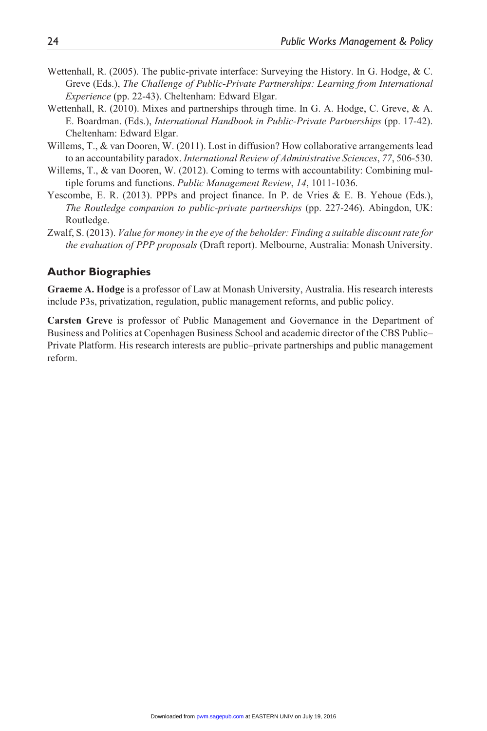Wettenhall, R. (2005). The public-private interface: Surveying the History. In G. Hodge, & C. Greve (Eds.), *The Challenge of Public-Private Partnerships: Learning from International Experience* (pp. 22-43). Cheltenham: Edward Elgar.

Wettenhall, R. (2010). Mixes and partnerships through time. In G. A. Hodge, C. Greve, & A. E. Boardman. (Eds.), *International Handbook in Public-Private Partnerships* (pp. 17-42). Cheltenham: Edward Elgar.

Willems, T., & van Dooren, W. (2011). Lost in diffusion? How collaborative arrangements lead to an accountability paradox. *International Review of Administrative Sciences*, *77*, 506-530.

Willems, T., & van Dooren, W. (2012). Coming to terms with accountability: Combining multiple forums and functions. *Public Management Review*, *14*, 1011-1036.

Yescombe, E. R. (2013). PPPs and project finance. In P. de Vries & E. B. Yehoue (Eds.), *The Routledge companion to public-private partnerships* (pp. 227-246). Abingdon, UK: Routledge.

Zwalf, S. (2013). *Value for money in the eye of the beholder: Finding a suitable discount rate for the evaluation of PPP proposals* (Draft report). Melbourne, Australia: Monash University.

## Author Biographies

**Graeme A. Hodge** is a professor of Law at Monash University, Australia. His research interests include P3s, privatization, regulation, public management reforms, and public policy.

**Carsten Greve** is professor of Public Management and Governance in the Department of Business and Politics at Copenhagen Business School and academic director of the CBS Public–Private Platform. His research interests are public–private partnerships and public management reform.